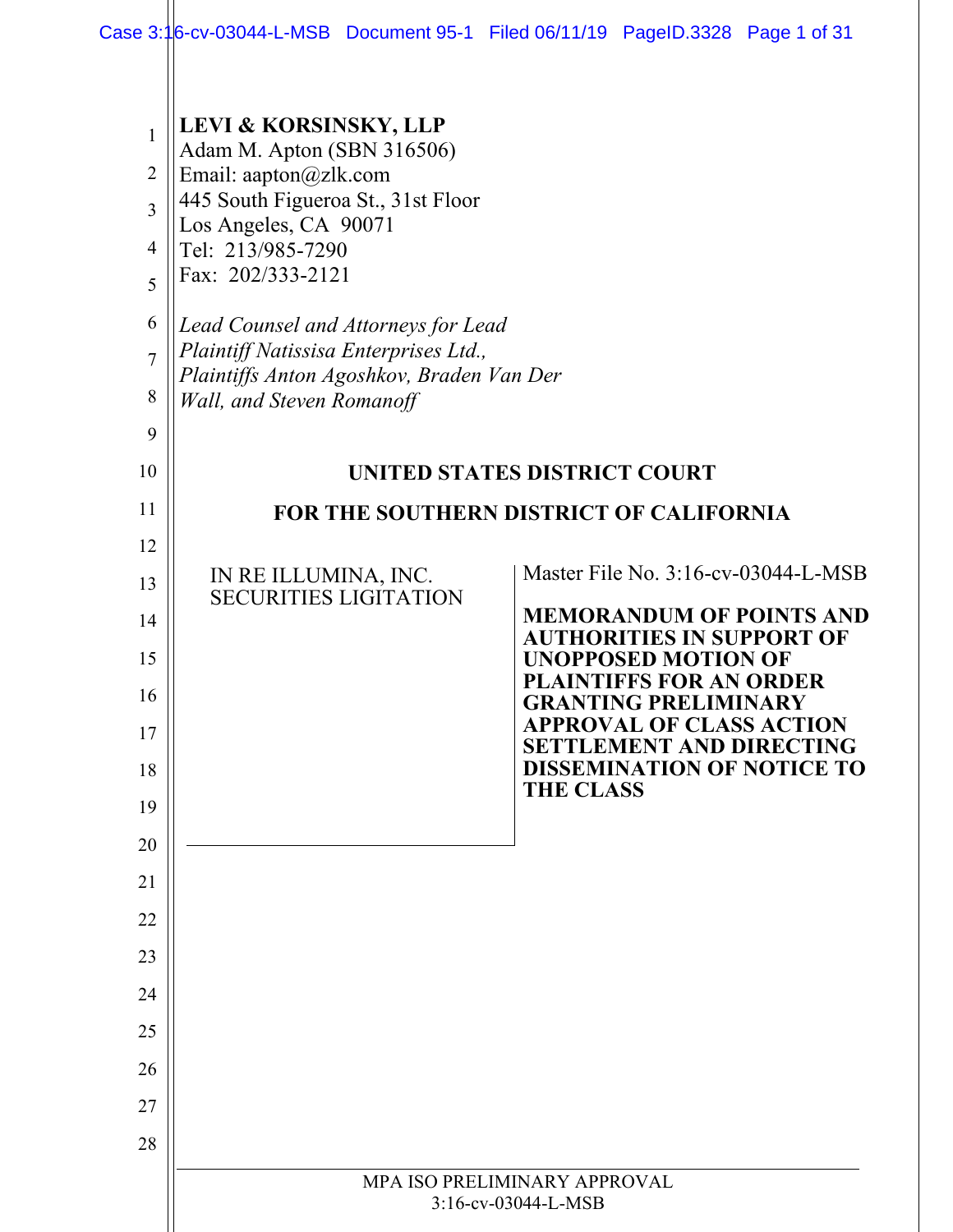**LEVI & KORSINSKY, LLP**
Adam M. Apton (SBN 316506)
Email: aapton@zlk.com
445 South Figueroa St., 31st Floor
Los Angeles, CA 90071
Tel: 213/985-7290
Fax: 202/333-2121

*Lead Counsel and Attorneys for Lead Plaintiff Natissisa Enterprises Ltd., Plaintiffs Anton Agoshkov, Braden Van Der Wall, and Steven Romanoff*

**UNITED STATES DISTRICT COURT**

**FOR THE SOUTHERN DISTRICT OF CALIFORNIA**

IN RE ILLUMINA, INC. SECURITIES LIGITATION

Master File No. 3:16-cv-03044-L-MSB

**MEMORANDUM OF POINTS AND AUTHORITIES IN SUPPORT OF UNOPPOSED MOTION OF PLAINTIFFS FOR AN ORDER GRANTING PRELIMINARY APPROVAL OF CLASS ACTION SETTLEMENT AND DIRECTING DISSEMINATION OF NOTICE TO THE CLASS**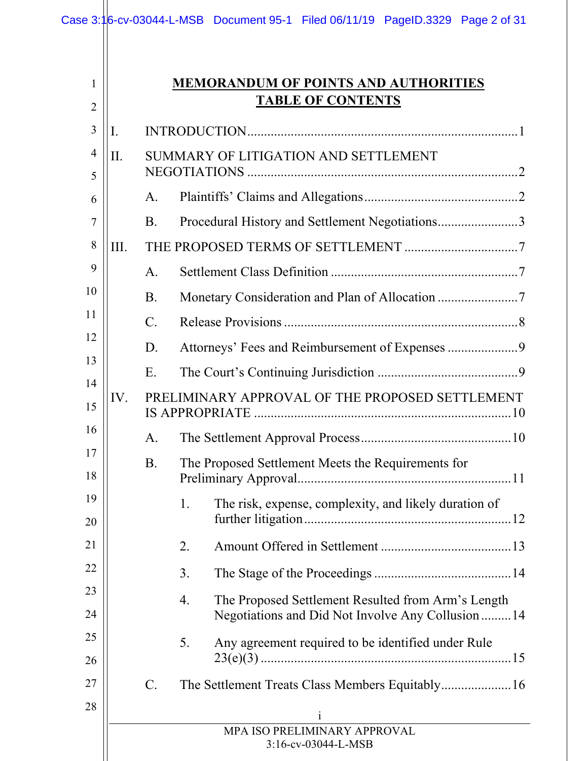# MEMORANDUM OF POINTS AND AUTHORITIES

## TABLE OF CONTENTS

I. INTRODUCTION ........ 1

II. SUMMARY OF LITIGATION AND SETTLEMENT NEGOTIATIONS ........ 2

- A. Plaintiffs' Claims and Allegations ........ 2
- B. Procedural History and Settlement Negotiations ........ 3

III. THE PROPOSED TERMS OF SETTLEMENT ........ 7

- A. Settlement Class Definition ........ 7
- B. Monetary Consideration and Plan of Allocation ........ 7
- C. Release Provisions ........ 8
- D. Attorneys' Fees and Reimbursement of Expenses ........ 9
- E. The Court's Continuing Jurisdiction ........ 9

IV. PRELIMINARY APPROVAL OF THE PROPOSED SETTLEMENT IS APPROPRIATE ........ 10

- A. The Settlement Approval Process ........ 10
- B. The Proposed Settlement Meets the Requirements for Preliminary Approval ........ 11
  1. The risk, expense, complexity, and likely duration of further litigation ........ 12
  2. Amount Offered in Settlement ........ 13
  3. The Stage of the Proceedings ........ 14
  4. The Proposed Settlement Resulted from Arm's Length Negotiations and Did Not Involve Any Collusion ........ 14
  5. Any agreement required to be identified under Rule 23(e)(3) ........ 15
- C. The Settlement Treats Class Members Equitably ........ 16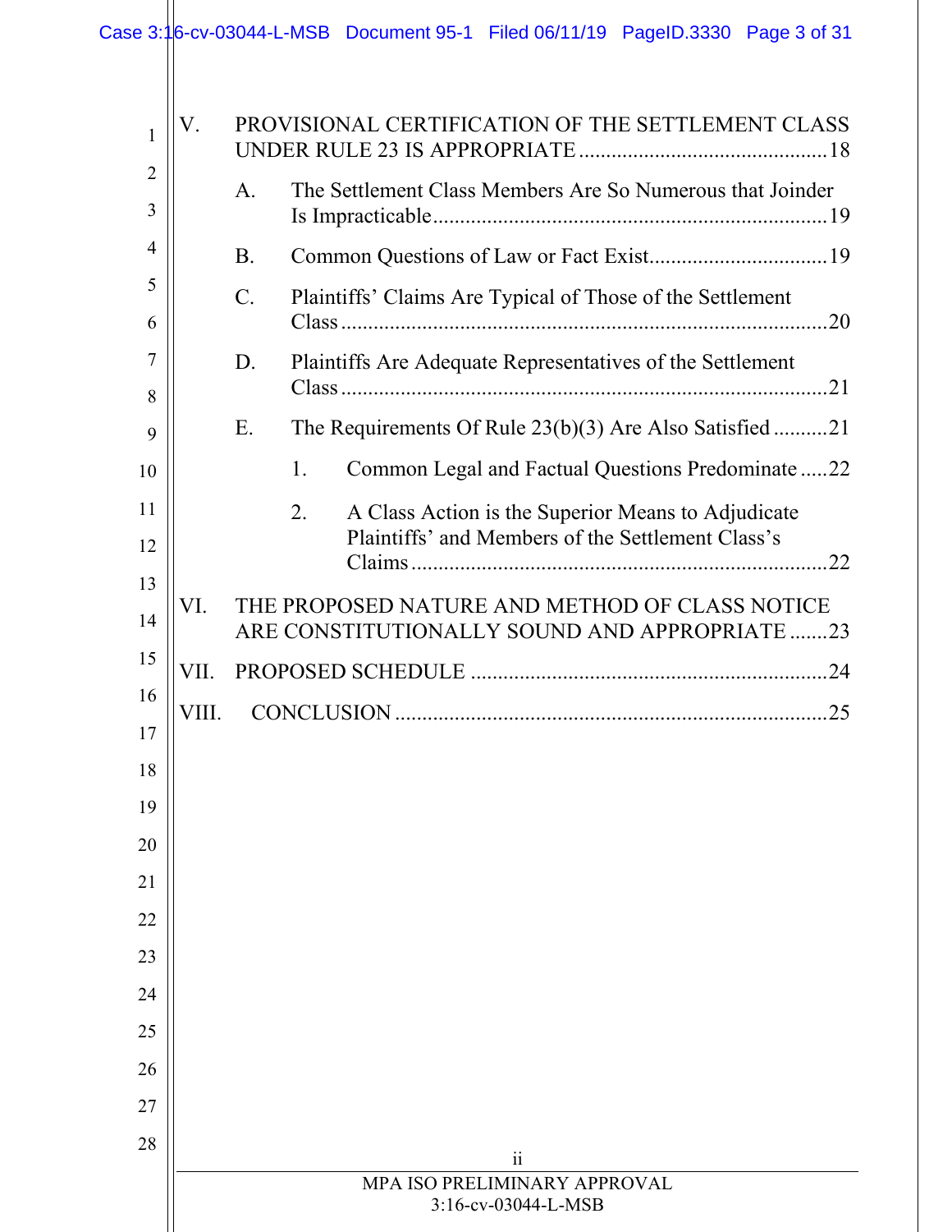V. PROVISIONAL CERTIFICATION OF THE SETTLEMENT CLASS UNDER RULE 23 IS APPROPRIATE ............................................ 18

 A. The Settlement Class Members Are So Numerous that Joinder Is Impracticable ........................................................................ 19

 B. Common Questions of Law or Fact Exist ................................ 19

 C. Plaintiffs' Claims Are Typical of Those of the Settlement Class ........................................................................................ 20

 D. Plaintiffs Are Adequate Representatives of the Settlement Class ........................................................................................ 21

 E. The Requirements Of Rule 23(b)(3) Are Also Satisfied .......... 21

  1. Common Legal and Factual Questions Predominate ..... 22

  2. A Class Action is the Superior Means to Adjudicate Plaintiffs' and Members of the Settlement Class's Claims ............................................................................ 22

VI. THE PROPOSED NATURE AND METHOD OF CLASS NOTICE ARE CONSTITUTIONALLY SOUND AND APPROPRIATE ....... 23

VII. PROPOSED SCHEDULE ................................................................. 24

VIII. CONCLUSION ............................................................................... 25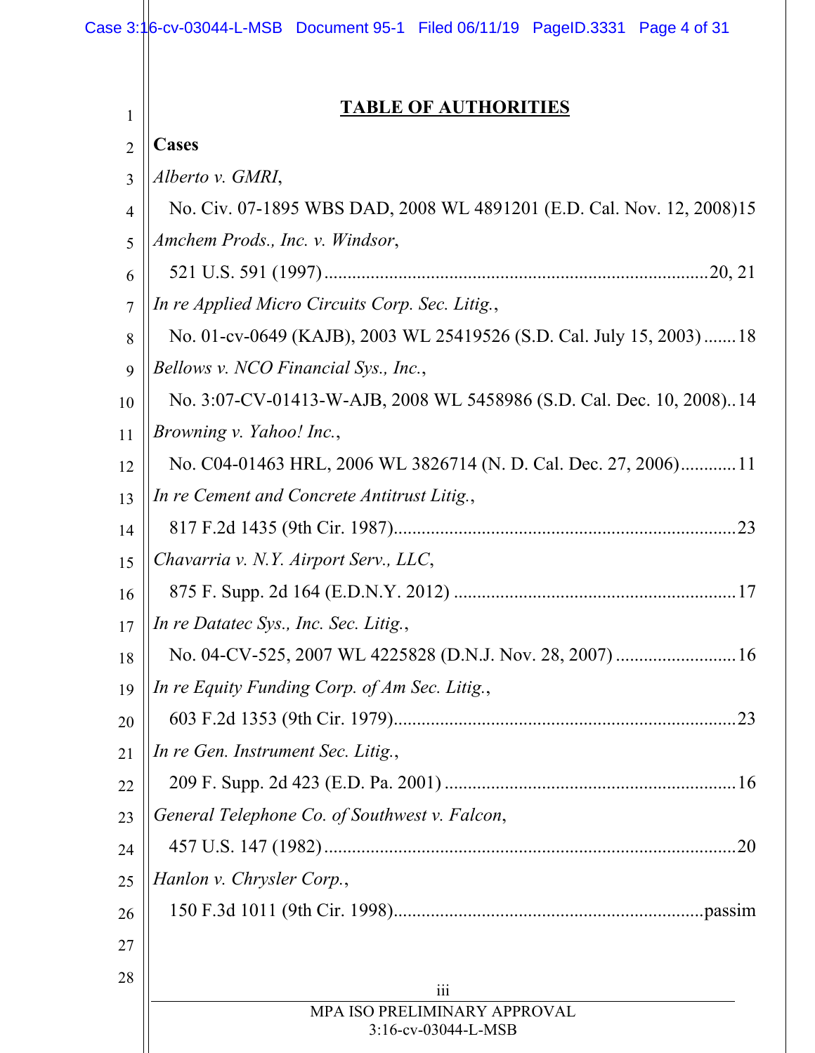## TABLE OF AUTHORITIES

**Cases**

*Alberto v. GMRI*,
No. Civ. 07-1895 WBS DAD, 2008 WL 4891201 (E.D. Cal. Nov. 12, 2008) 15

*Amchem Prods., Inc. v. Windsor*,
521 U.S. 591 (1997) 20, 21

*In re Applied Micro Circuits Corp. Sec. Litig.*,
No. 01-cv-0649 (KAJB), 2003 WL 25419526 (S.D. Cal. July 15, 2003) 18

*Bellows v. NCO Financial Sys., Inc.*,
No. 3:07-CV-01413-W-AJB, 2008 WL 5458986 (S.D. Cal. Dec. 10, 2008) 14

*Browning v. Yahoo! Inc.*,
No. C04-01463 HRL, 2006 WL 3826714 (N. D. Cal. Dec. 27, 2006) 11

*In re Cement and Concrete Antitrust Litig.*,
817 F.2d 1435 (9th Cir. 1987) 23

*Chavarria v. N.Y. Airport Serv., LLC*,
875 F. Supp. 2d 164 (E.D.N.Y. 2012) 17

*In re Datatec Sys., Inc. Sec. Litig.*,
No. 04-CV-525, 2007 WL 4225828 (D.N.J. Nov. 28, 2007) 16

*In re Equity Funding Corp. of Am Sec. Litig.*,
603 F.2d 1353 (9th Cir. 1979) 23

*In re Gen. Instrument Sec. Litig.*,
209 F. Supp. 2d 423 (E.D. Pa. 2001) 16

*General Telephone Co. of Southwest v. Falcon*,
457 U.S. 147 (1982) 20

*Hanlon v. Chrysler Corp.*,
150 F.3d 1011 (9th Cir. 1998) passim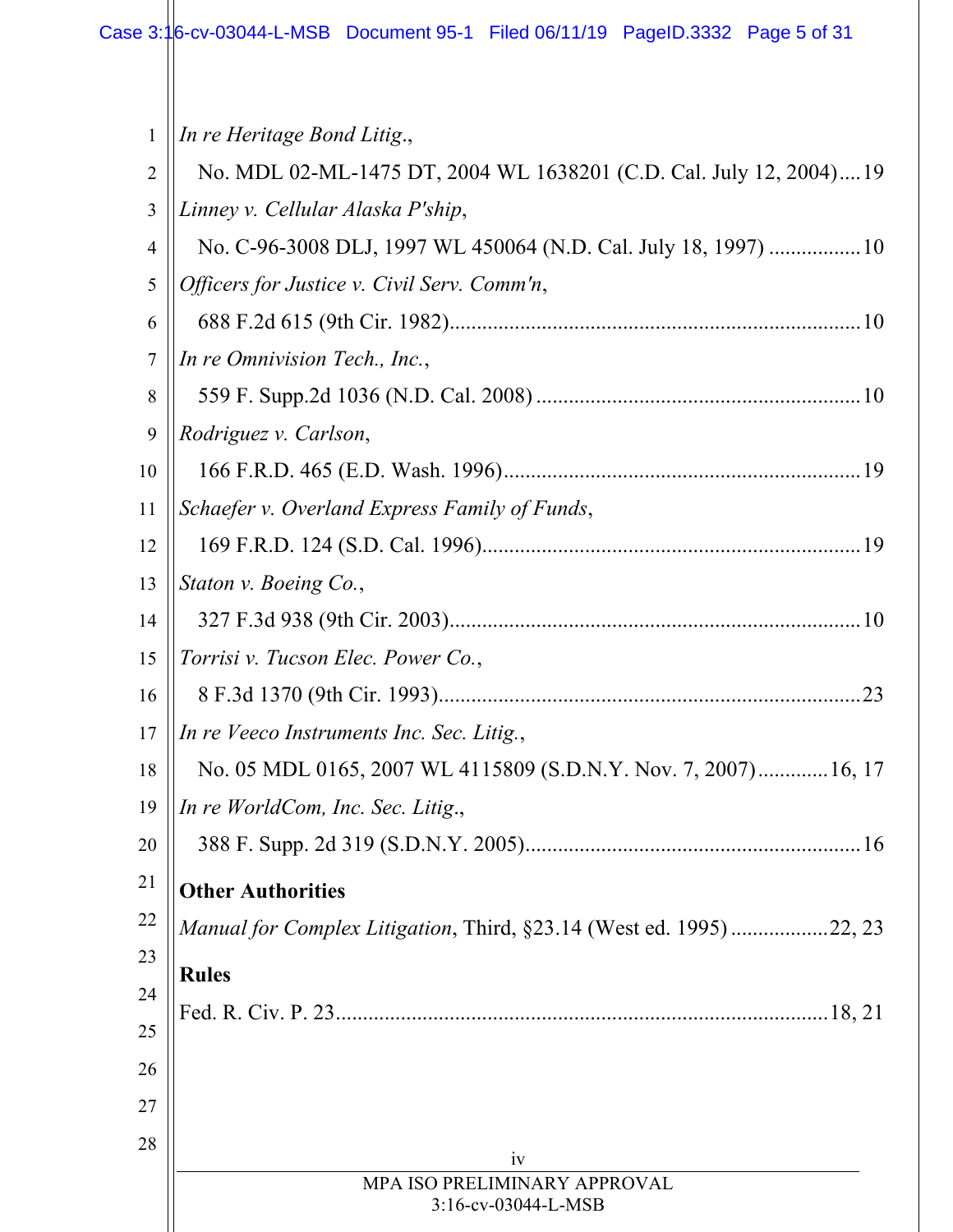*In re Heritage Bond Litig.*,
No. MDL 02-ML-1475 DT, 2004 WL 1638201 (C.D. Cal. July 12, 2004)....19

*Linney v. Cellular Alaska P'ship*,
No. C-96-3008 DLJ, 1997 WL 450064 (N.D. Cal. July 18, 1997) .................10

*Officers for Justice v. Civil Serv. Comm'n*,
688 F.2d 615 (9th Cir. 1982)..........................................................................10

*In re Omnivision Tech., Inc.*,
559 F. Supp.2d 1036 (N.D. Cal. 2008) ...........................................................10

*Rodriguez v. Carlson*,
166 F.R.D. 465 (E.D. Wash. 1996)................................................................19

*Schaefer v. Overland Express Family of Funds*,
169 F.R.D. 124 (S.D. Cal. 1996)....................................................................19

*Staton v. Boeing Co.*,
327 F.3d 938 (9th Cir. 2003)..........................................................................10

*Torrisi v. Tucson Elec. Power Co.*,
8 F.3d 1370 (9th Cir. 1993).............................................................................23

*In re Veeco Instruments Inc. Sec. Litig.*,
No. 05 MDL 0165, 2007 WL 4115809 (S.D.N.Y. Nov. 7, 2007).............16, 17

*In re WorldCom, Inc. Sec. Litig*.,
388 F. Supp. 2d 319 (S.D.N.Y. 2005).............................................................16

**Other Authorities**

*Manual for Complex Litigation*, Third, §23.14 (West ed. 1995) ..................22, 23

**Rules**

Fed. R. Civ. P. 23..........................................................................................18, 21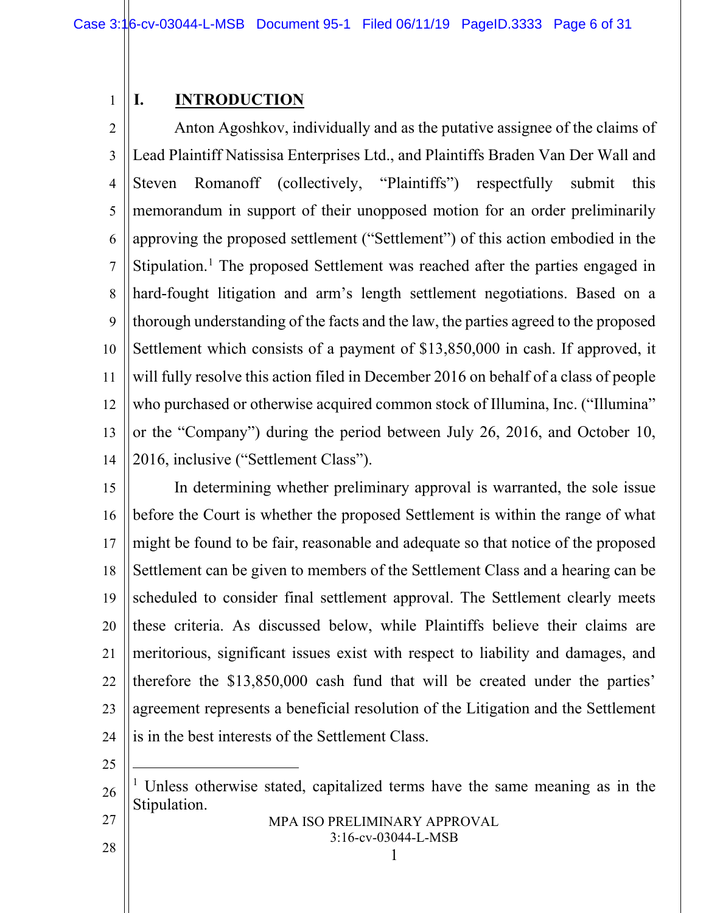## I. INTRODUCTION

Anton Agoshkov, individually and as the putative assignee of the claims of Lead Plaintiff Natissisa Enterprises Ltd., and Plaintiffs Braden Van Der Wall and Steven Romanoff (collectively, "Plaintiffs") respectfully submit this memorandum in support of their unopposed motion for an order preliminarily approving the proposed settlement ("Settlement") of this action embodied in the Stipulation.[1] The proposed Settlement was reached after the parties engaged in hard-fought litigation and arm's length settlement negotiations. Based on a thorough understanding of the facts and the law, the parties agreed to the proposed Settlement which consists of a payment of $13,850,000 in cash. If approved, it will fully resolve this action filed in December 2016 on behalf of a class of people who purchased or otherwise acquired common stock of Illumina, Inc. ("Illumina" or the "Company") during the period between July 26, 2016, and October 10, 2016, inclusive ("Settlement Class").

In determining whether preliminary approval is warranted, the sole issue before the Court is whether the proposed Settlement is within the range of what might be found to be fair, reasonable and adequate so that notice of the proposed Settlement can be given to members of the Settlement Class and a hearing can be scheduled to consider final settlement approval. The Settlement clearly meets these criteria. As discussed below, while Plaintiffs believe their claims are meritorious, significant issues exist with respect to liability and damages, and therefore the $13,850,000 cash fund that will be created under the parties' agreement represents a beneficial resolution of the Litigation and the Settlement is in the best interests of the Settlement Class.

---

[1] Unless otherwise stated, capitalized terms have the same meaning as in the Stipulation.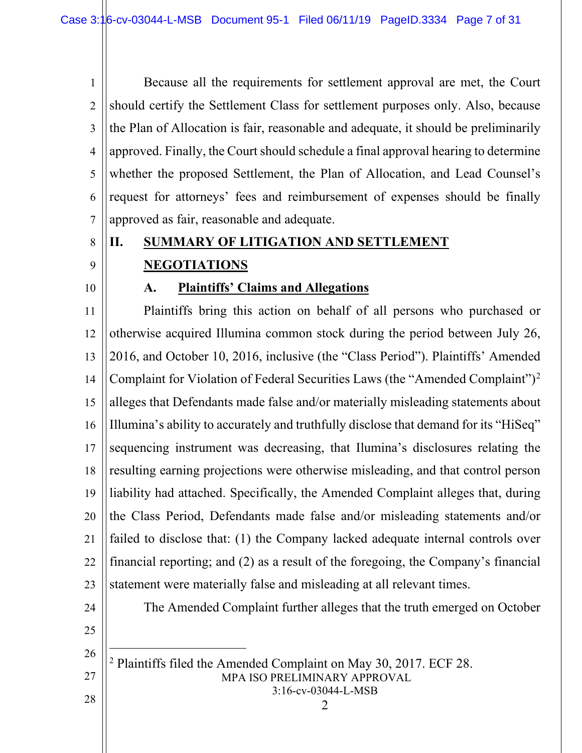Because all the requirements for settlement approval are met, the Court should certify the Settlement Class for settlement purposes only. Also, because the Plan of Allocation is fair, reasonable and adequate, it should be preliminarily approved. Finally, the Court should schedule a final approval hearing to determine whether the proposed Settlement, the Plan of Allocation, and Lead Counsel's request for attorneys' fees and reimbursement of expenses should be finally approved as fair, reasonable and adequate.

## II. SUMMARY OF LITIGATION AND SETTLEMENT NEGOTIATIONS

### A. Plaintiffs' Claims and Allegations

Plaintiffs bring this action on behalf of all persons who purchased or otherwise acquired Illumina common stock during the period between July 26, 2016, and October 10, 2016, inclusive (the "Class Period"). Plaintiffs' Amended Complaint for Violation of Federal Securities Laws (the "Amended Complaint")[2] alleges that Defendants made false and/or materially misleading statements about Illumina's ability to accurately and truthfully disclose that demand for its "HiSeq" sequencing instrument was decreasing, that Ilumina's disclosures relating the resulting earning projections were otherwise misleading, and that control person liability had attached. Specifically, the Amended Complaint alleges that, during the Class Period, Defendants made false and/or misleading statements and/or failed to disclose that: (1) the Company lacked adequate internal controls over financial reporting; and (2) as a result of the foregoing, the Company's financial statement were materially false and misleading at all relevant times.

The Amended Complaint further alleges that the truth emerged on October

---

[2] Plaintiffs filed the Amended Complaint on May 30, 2017. ECF 28.

MPA ISO PRELIMINARY APPROVAL
3:16-cv-03044-L-MSB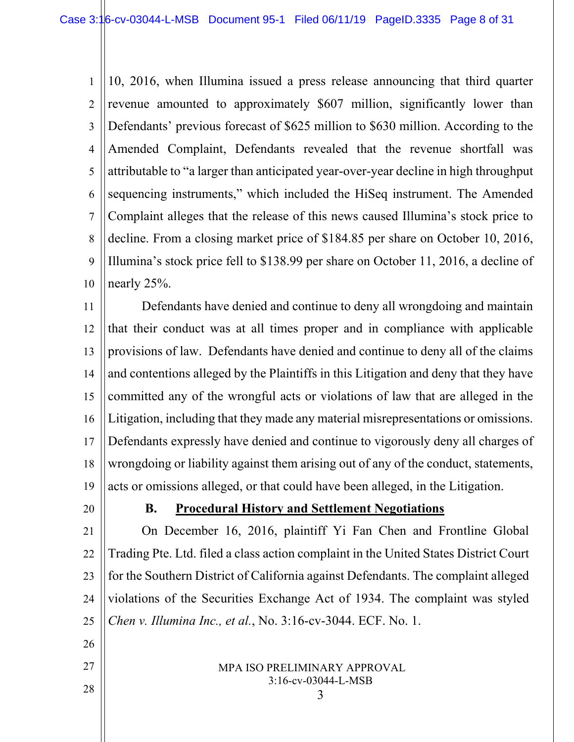10, 2016, when Illumina issued a press release announcing that third quarter revenue amounted to approximately $607 million, significantly lower than Defendants' previous forecast of $625 million to $630 million. According to the Amended Complaint, Defendants revealed that the revenue shortfall was attributable to "a larger than anticipated year-over-year decline in high throughput sequencing instruments," which included the HiSeq instrument. The Amended Complaint alleges that the release of this news caused Illumina's stock price to decline. From a closing market price of $184.85 per share on October 10, 2016, Illumina's stock price fell to $138.99 per share on October 11, 2016, a decline of nearly 25%.

Defendants have denied and continue to deny all wrongdoing and maintain that their conduct was at all times proper and in compliance with applicable provisions of law. Defendants have denied and continue to deny all of the claims and contentions alleged by the Plaintiffs in this Litigation and deny that they have committed any of the wrongful acts or violations of law that are alleged in the Litigation, including that they made any material misrepresentations or omissions. Defendants expressly have denied and continue to vigorously deny all charges of wrongdoing or liability against them arising out of any of the conduct, statements, acts or omissions alleged, or that could have been alleged, in the Litigation.

### B. Procedural History and Settlement Negotiations

On December 16, 2016, plaintiff Yi Fan Chen and Frontline Global Trading Pte. Ltd. filed a class action complaint in the United States District Court for the Southern District of California against Defendants. The complaint alleged violations of the Securities Exchange Act of 1934. The complaint was styled *Chen v. Illumina Inc., et al.*, No. 3:16-cv-3044. ECF. No. 1.

MPA ISO PRELIMINARY APPROVAL
3:16-cv-03044-L-MSB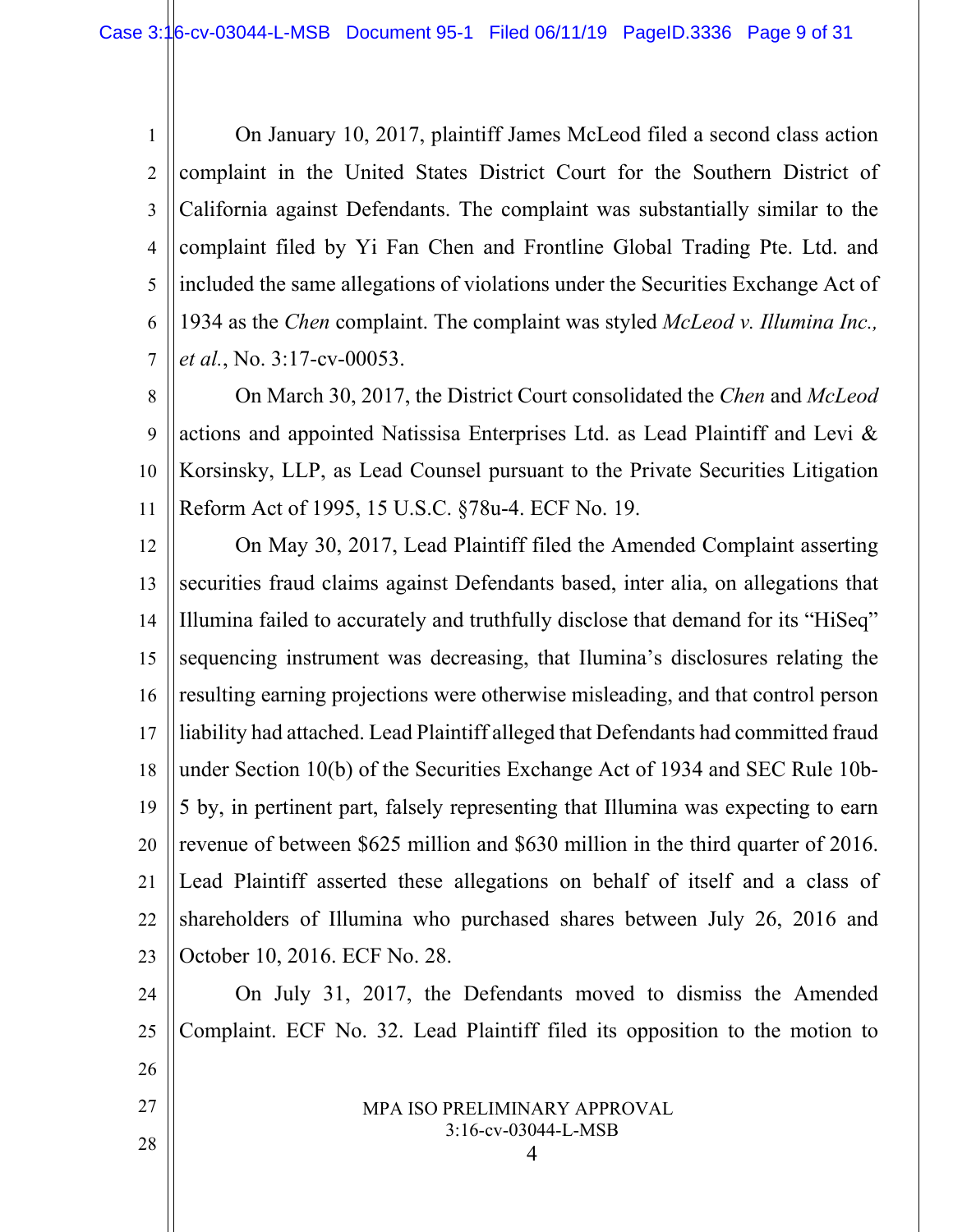On January 10, 2017, plaintiff James McLeod filed a second class action complaint in the United States District Court for the Southern District of California against Defendants. The complaint was substantially similar to the complaint filed by Yi Fan Chen and Frontline Global Trading Pte. Ltd. and included the same allegations of violations under the Securities Exchange Act of 1934 as the *Chen* complaint. The complaint was styled *McLeod v. Illumina Inc., et al.*, No. 3:17-cv-00053.

On March 30, 2017, the District Court consolidated the *Chen* and *McLeod* actions and appointed Natissisa Enterprises Ltd. as Lead Plaintiff and Levi & Korsinsky, LLP, as Lead Counsel pursuant to the Private Securities Litigation Reform Act of 1995, 15 U.S.C. §78u-4. ECF No. 19.

On May 30, 2017, Lead Plaintiff filed the Amended Complaint asserting securities fraud claims against Defendants based, inter alia, on allegations that Illumina failed to accurately and truthfully disclose that demand for its "HiSeq" sequencing instrument was decreasing, that Ilumina's disclosures relating the resulting earning projections were otherwise misleading, and that control person liability had attached. Lead Plaintiff alleged that Defendants had committed fraud under Section 10(b) of the Securities Exchange Act of 1934 and SEC Rule 10b-5 by, in pertinent part, falsely representing that Illumina was expecting to earn revenue of between $625 million and $630 million in the third quarter of 2016. Lead Plaintiff asserted these allegations on behalf of itself and a class of shareholders of Illumina who purchased shares between July 26, 2016 and October 10, 2016. ECF No. 28.

On July 31, 2017, the Defendants moved to dismiss the Amended Complaint. ECF No. 32. Lead Plaintiff filed its opposition to the motion to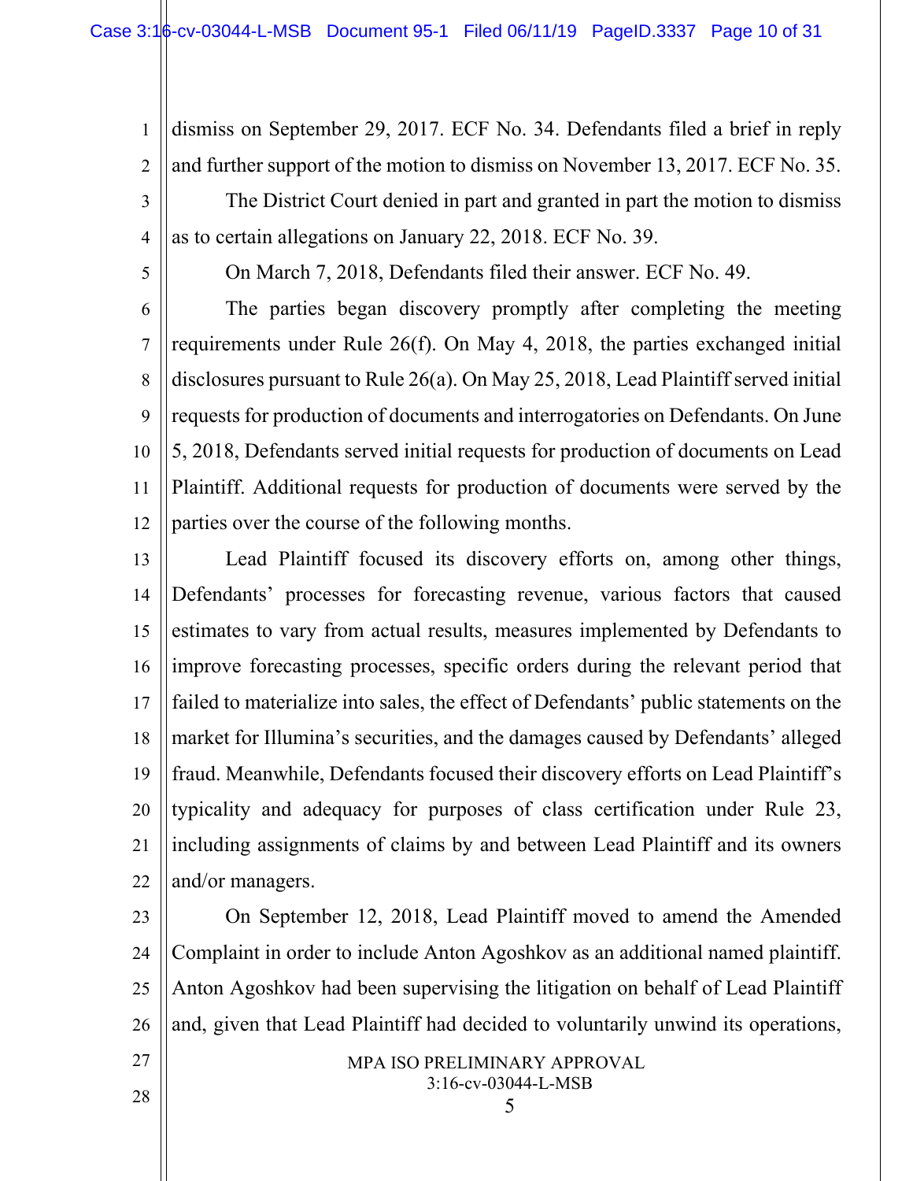dismiss on September 29, 2017. ECF No. 34. Defendants filed a brief in reply and further support of the motion to dismiss on November 13, 2017. ECF No. 35.

The District Court denied in part and granted in part the motion to dismiss as to certain allegations on January 22, 2018. ECF No. 39.

On March 7, 2018, Defendants filed their answer. ECF No. 49.

The parties began discovery promptly after completing the meeting requirements under Rule 26(f). On May 4, 2018, the parties exchanged initial disclosures pursuant to Rule 26(a). On May 25, 2018, Lead Plaintiff served initial requests for production of documents and interrogatories on Defendants. On June 5, 2018, Defendants served initial requests for production of documents on Lead Plaintiff. Additional requests for production of documents were served by the parties over the course of the following months.

Lead Plaintiff focused its discovery efforts on, among other things, Defendants' processes for forecasting revenue, various factors that caused estimates to vary from actual results, measures implemented by Defendants to improve forecasting processes, specific orders during the relevant period that failed to materialize into sales, the effect of Defendants' public statements on the market for Illumina's securities, and the damages caused by Defendants' alleged fraud. Meanwhile, Defendants focused their discovery efforts on Lead Plaintiff's typicality and adequacy for purposes of class certification under Rule 23, including assignments of claims by and between Lead Plaintiff and its owners and/or managers.

On September 12, 2018, Lead Plaintiff moved to amend the Amended Complaint in order to include Anton Agoshkov as an additional named plaintiff. Anton Agoshkov had been supervising the litigation on behalf of Lead Plaintiff and, given that Lead Plaintiff had decided to voluntarily unwind its operations,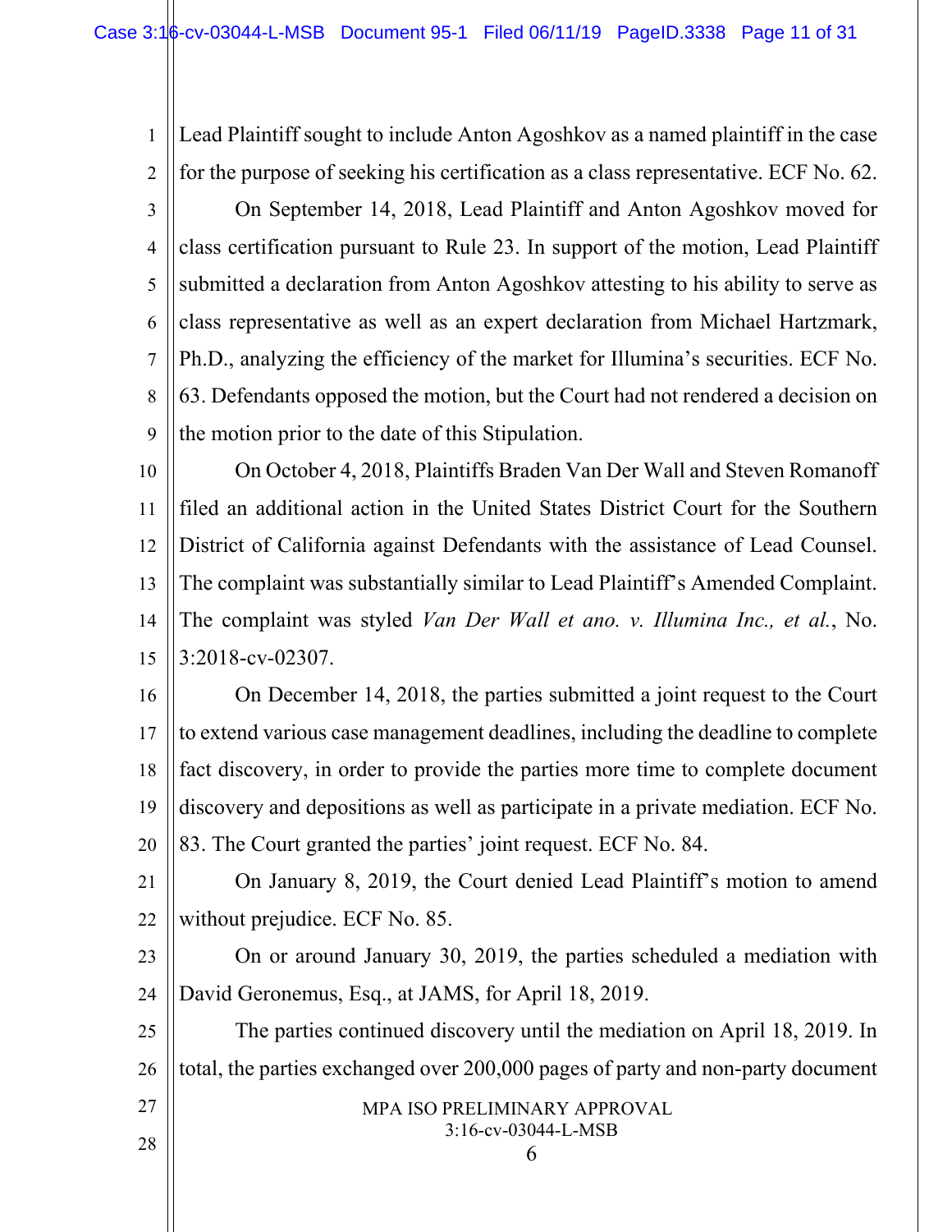Lead Plaintiff sought to include Anton Agoshkov as a named plaintiff in the case for the purpose of seeking his certification as a class representative. ECF No. 62.

On September 14, 2018, Lead Plaintiff and Anton Agoshkov moved for class certification pursuant to Rule 23. In support of the motion, Lead Plaintiff submitted a declaration from Anton Agoshkov attesting to his ability to serve as class representative as well as an expert declaration from Michael Hartzmark, Ph.D., analyzing the efficiency of the market for Illumina's securities. ECF No. 63. Defendants opposed the motion, but the Court had not rendered a decision on the motion prior to the date of this Stipulation.

On October 4, 2018, Plaintiffs Braden Van Der Wall and Steven Romanoff filed an additional action in the United States District Court for the Southern District of California against Defendants with the assistance of Lead Counsel. The complaint was substantially similar to Lead Plaintiff's Amended Complaint. The complaint was styled *Van Der Wall et ano. v. Illumina Inc., et al.*, No. 3:2018-cv-02307.

On December 14, 2018, the parties submitted a joint request to the Court to extend various case management deadlines, including the deadline to complete fact discovery, in order to provide the parties more time to complete document discovery and depositions as well as participate in a private mediation. ECF No. 83. The Court granted the parties' joint request. ECF No. 84.

On January 8, 2019, the Court denied Lead Plaintiff's motion to amend without prejudice. ECF No. 85.

On or around January 30, 2019, the parties scheduled a mediation with David Geronemus, Esq., at JAMS, for April 18, 2019.

The parties continued discovery until the mediation on April 18, 2019. In total, the parties exchanged over 200,000 pages of party and non-party document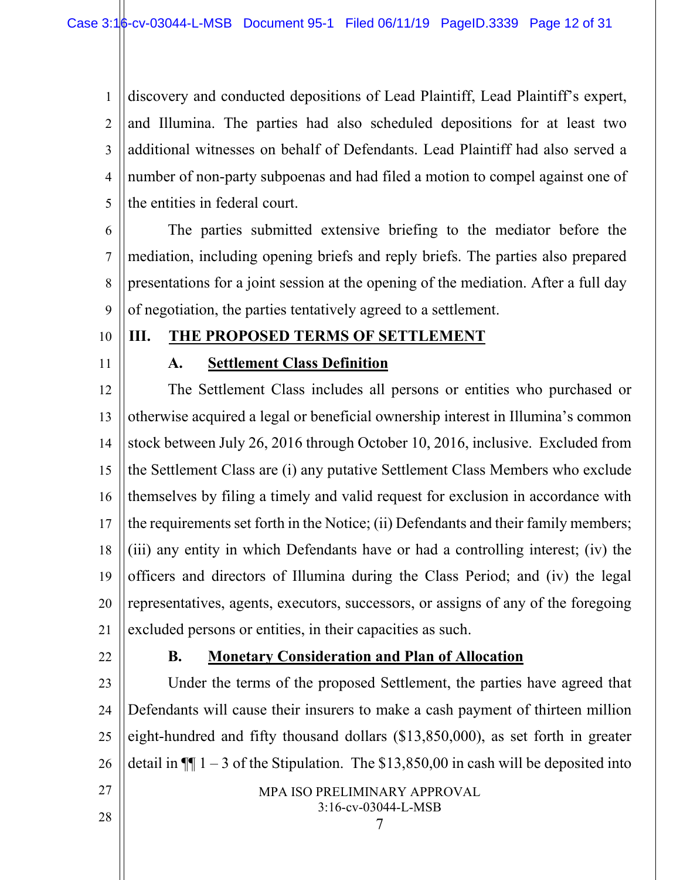discovery and conducted depositions of Lead Plaintiff, Lead Plaintiff's expert, and Illumina. The parties had also scheduled depositions for at least two additional witnesses on behalf of Defendants. Lead Plaintiff had also served a number of non-party subpoenas and had filed a motion to compel against one of the entities in federal court.

The parties submitted extensive briefing to the mediator before the mediation, including opening briefs and reply briefs. The parties also prepared presentations for a joint session at the opening of the mediation. After a full day of negotiation, the parties tentatively agreed to a settlement.

## III. THE PROPOSED TERMS OF SETTLEMENT

### A. Settlement Class Definition

The Settlement Class includes all persons or entities who purchased or otherwise acquired a legal or beneficial ownership interest in Illumina's common stock between July 26, 2016 through October 10, 2016, inclusive. Excluded from the Settlement Class are (i) any putative Settlement Class Members who exclude themselves by filing a timely and valid request for exclusion in accordance with the requirements set forth in the Notice; (ii) Defendants and their family members; (iii) any entity in which Defendants have or had a controlling interest; (iv) the officers and directors of Illumina during the Class Period; and (iv) the legal representatives, agents, executors, successors, or assigns of any of the foregoing excluded persons or entities, in their capacities as such.

### B. Monetary Consideration and Plan of Allocation

Under the terms of the proposed Settlement, the parties have agreed that Defendants will cause their insurers to make a cash payment of thirteen million eight-hundred and fifty thousand dollars ($13,850,000), as set forth in greater detail in ¶¶ 1 – 3 of the Stipulation. The $13,850,00 in cash will be deposited into

MPA ISO PRELIMINARY APPROVAL
3:16-cv-03044-L-MSB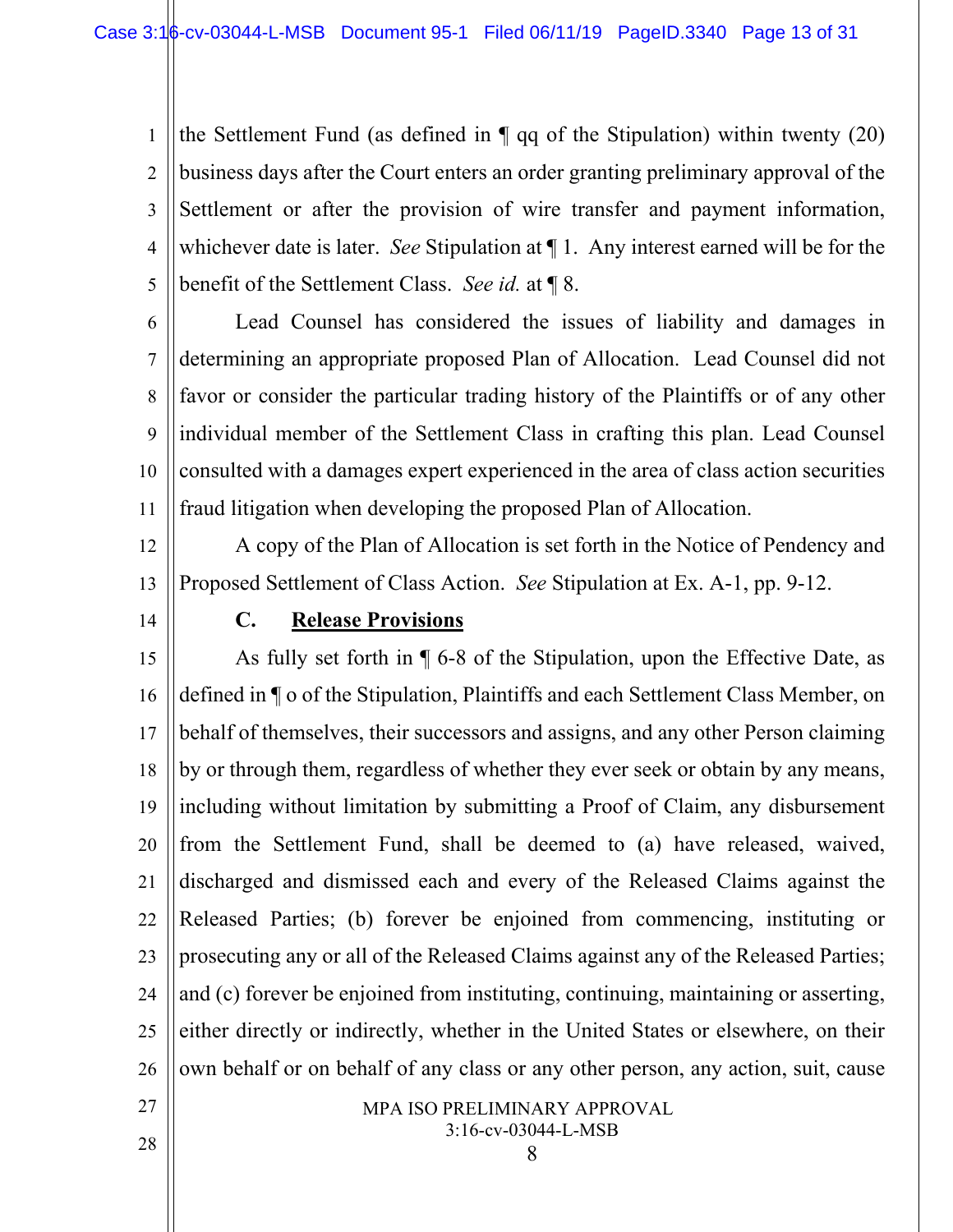the Settlement Fund (as defined in ¶ qq of the Stipulation) within twenty (20) business days after the Court enters an order granting preliminary approval of the Settlement or after the provision of wire transfer and payment information, whichever date is later. *See* Stipulation at ¶ 1. Any interest earned will be for the benefit of the Settlement Class. *See id.* at ¶ 8.

Lead Counsel has considered the issues of liability and damages in determining an appropriate proposed Plan of Allocation. Lead Counsel did not favor or consider the particular trading history of the Plaintiffs or of any other individual member of the Settlement Class in crafting this plan. Lead Counsel consulted with a damages expert experienced in the area of class action securities fraud litigation when developing the proposed Plan of Allocation.

A copy of the Plan of Allocation is set forth in the Notice of Pendency and Proposed Settlement of Class Action. *See* Stipulation at Ex. A-1, pp. 9-12.

### C. **Release Provisions**

As fully set forth in ¶ 6-8 of the Stipulation, upon the Effective Date, as defined in ¶ o of the Stipulation, Plaintiffs and each Settlement Class Member, on behalf of themselves, their successors and assigns, and any other Person claiming by or through them, regardless of whether they ever seek or obtain by any means, including without limitation by submitting a Proof of Claim, any disbursement from the Settlement Fund, shall be deemed to (a) have released, waived, discharged and dismissed each and every of the Released Claims against the Released Parties; (b) forever be enjoined from commencing, instituting or prosecuting any or all of the Released Claims against any of the Released Parties; and (c) forever be enjoined from instituting, continuing, maintaining or asserting, either directly or indirectly, whether in the United States or elsewhere, on their own behalf or on behalf of any class or any other person, any action, suit, cause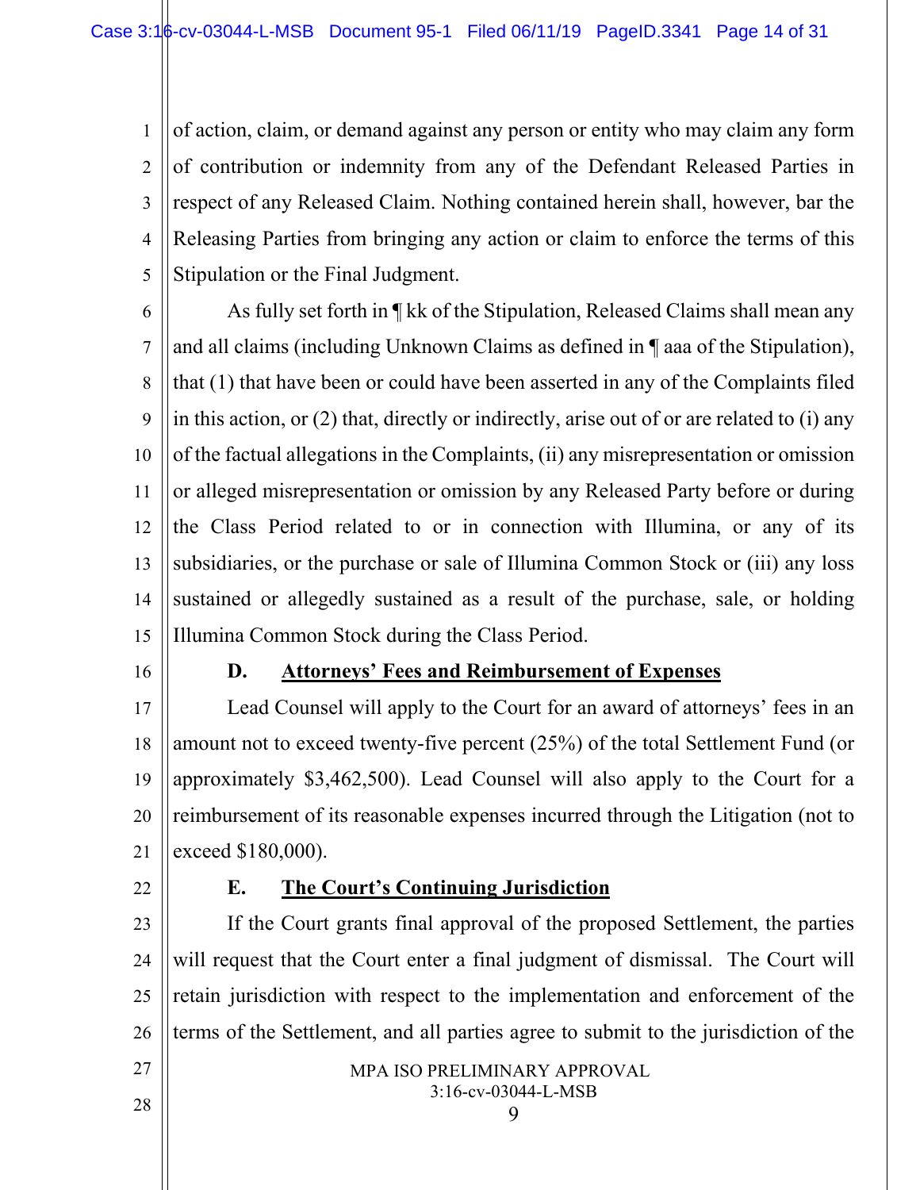of action, claim, or demand against any person or entity who may claim any form of contribution or indemnity from any of the Defendant Released Parties in respect of any Released Claim. Nothing contained herein shall, however, bar the Releasing Parties from bringing any action or claim to enforce the terms of this Stipulation or the Final Judgment.

As fully set forth in ¶ kk of the Stipulation, Released Claims shall mean any and all claims (including Unknown Claims as defined in ¶ aaa of the Stipulation), that (1) that have been or could have been asserted in any of the Complaints filed in this action, or (2) that, directly or indirectly, arise out of or are related to (i) any of the factual allegations in the Complaints, (ii) any misrepresentation or omission or alleged misrepresentation or omission by any Released Party before or during the Class Period related to or in connection with Illumina, or any of its subsidiaries, or the purchase or sale of Illumina Common Stock or (iii) any loss sustained or allegedly sustained as a result of the purchase, sale, or holding Illumina Common Stock during the Class Period.

### D. Attorneys' Fees and Reimbursement of Expenses

Lead Counsel will apply to the Court for an award of attorneys' fees in an amount not to exceed twenty-five percent (25%) of the total Settlement Fund (or approximately $3,462,500). Lead Counsel will also apply to the Court for a reimbursement of its reasonable expenses incurred through the Litigation (not to exceed $180,000).

### E. The Court's Continuing Jurisdiction

If the Court grants final approval of the proposed Settlement, the parties will request that the Court enter a final judgment of dismissal. The Court will retain jurisdiction with respect to the implementation and enforcement of the terms of the Settlement, and all parties agree to submit to the jurisdiction of the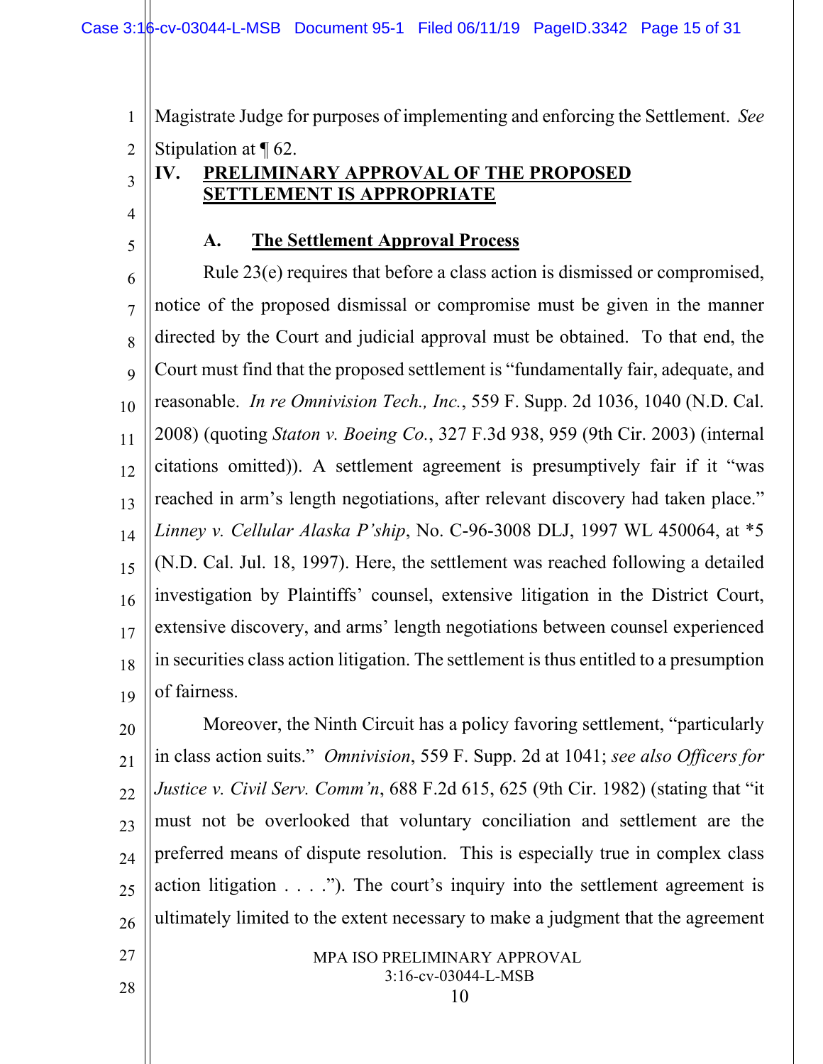Magistrate Judge for purposes of implementing and enforcing the Settlement. *See* Stipulation at ¶ 62.

## IV. PRELIMINARY APPROVAL OF THE PROPOSED SETTLEMENT IS APPROPRIATE

### A. The Settlement Approval Process

Rule 23(e) requires that before a class action is dismissed or compromised, notice of the proposed dismissal or compromise must be given in the manner directed by the Court and judicial approval must be obtained. To that end, the Court must find that the proposed settlement is "fundamentally fair, adequate, and reasonable. *In re Omnivision Tech., Inc.*, 559 F. Supp. 2d 1036, 1040 (N.D. Cal. 2008) (quoting *Staton v. Boeing Co.*, 327 F.3d 938, 959 (9th Cir. 2003) (internal citations omitted)). A settlement agreement is presumptively fair if it "was reached in arm's length negotiations, after relevant discovery had taken place." *Linney v. Cellular Alaska P'ship*, No. C-96-3008 DLJ, 1997 WL 450064, at *5 (N.D. Cal. Jul. 18, 1997). Here, the settlement was reached following a detailed investigation by Plaintiffs' counsel, extensive litigation in the District Court, extensive discovery, and arms' length negotiations between counsel experienced in securities class action litigation. The settlement is thus entitled to a presumption of fairness.

Moreover, the Ninth Circuit has a policy favoring settlement, "particularly in class action suits." *Omnivision*, 559 F. Supp. 2d at 1041; *see also Officers for Justice v. Civil Serv. Comm'n*, 688 F.2d 615, 625 (9th Cir. 1982) (stating that "it must not be overlooked that voluntary conciliation and settlement are the preferred means of dispute resolution. This is especially true in complex class action litigation . . . ."). The court's inquiry into the settlement agreement is ultimately limited to the extent necessary to make a judgment that the agreement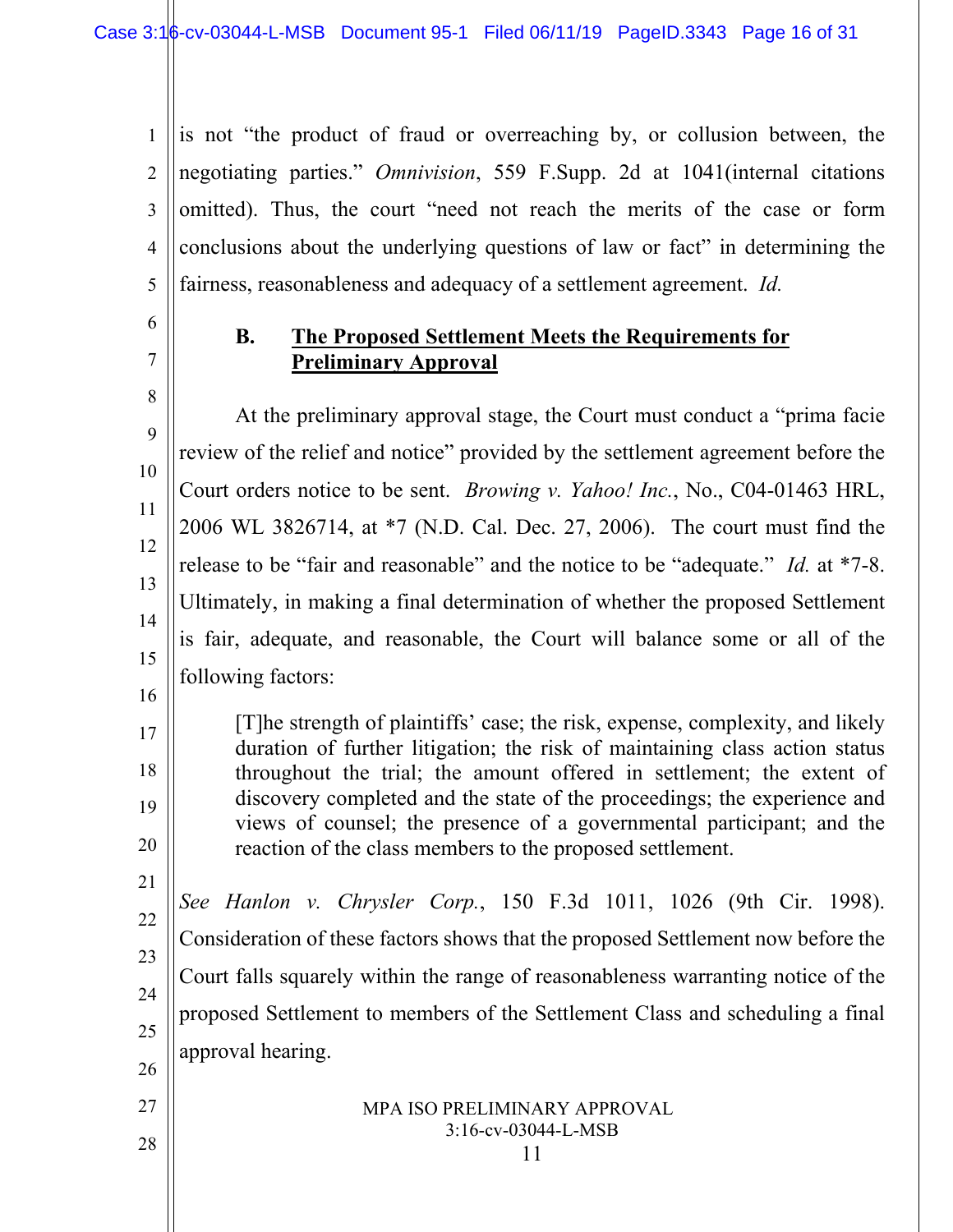is not "the product of fraud or overreaching by, or collusion between, the negotiating parties." *Omnivision*, 559 F.Supp. 2d at 1041(internal citations omitted). Thus, the court "need not reach the merits of the case or form conclusions about the underlying questions of law or fact" in determining the fairness, reasonableness and adequacy of a settlement agreement. *Id.*

### B. The Proposed Settlement Meets the Requirements for Preliminary Approval

At the preliminary approval stage, the Court must conduct a "prima facie review of the relief and notice" provided by the settlement agreement before the Court orders notice to be sent. *Browing v. Yahoo! Inc.*, No., C04-01463 HRL, 2006 WL 3826714, at *7 (N.D. Cal. Dec. 27, 2006). The court must find the release to be "fair and reasonable" and the notice to be "adequate." *Id.* at *7-8. Ultimately, in making a final determination of whether the proposed Settlement is fair, adequate, and reasonable, the Court will balance some or all of the following factors:

> [T]he strength of plaintiffs' case; the risk, expense, complexity, and likely duration of further litigation; the risk of maintaining class action status throughout the trial; the amount offered in settlement; the extent of discovery completed and the state of the proceedings; the experience and views of counsel; the presence of a governmental participant; and the reaction of the class members to the proposed settlement.

*See Hanlon v. Chrysler Corp.*, 150 F.3d 1011, 1026 (9th Cir. 1998). Consideration of these factors shows that the proposed Settlement now before the Court falls squarely within the range of reasonableness warranting notice of the proposed Settlement to members of the Settlement Class and scheduling a final approval hearing.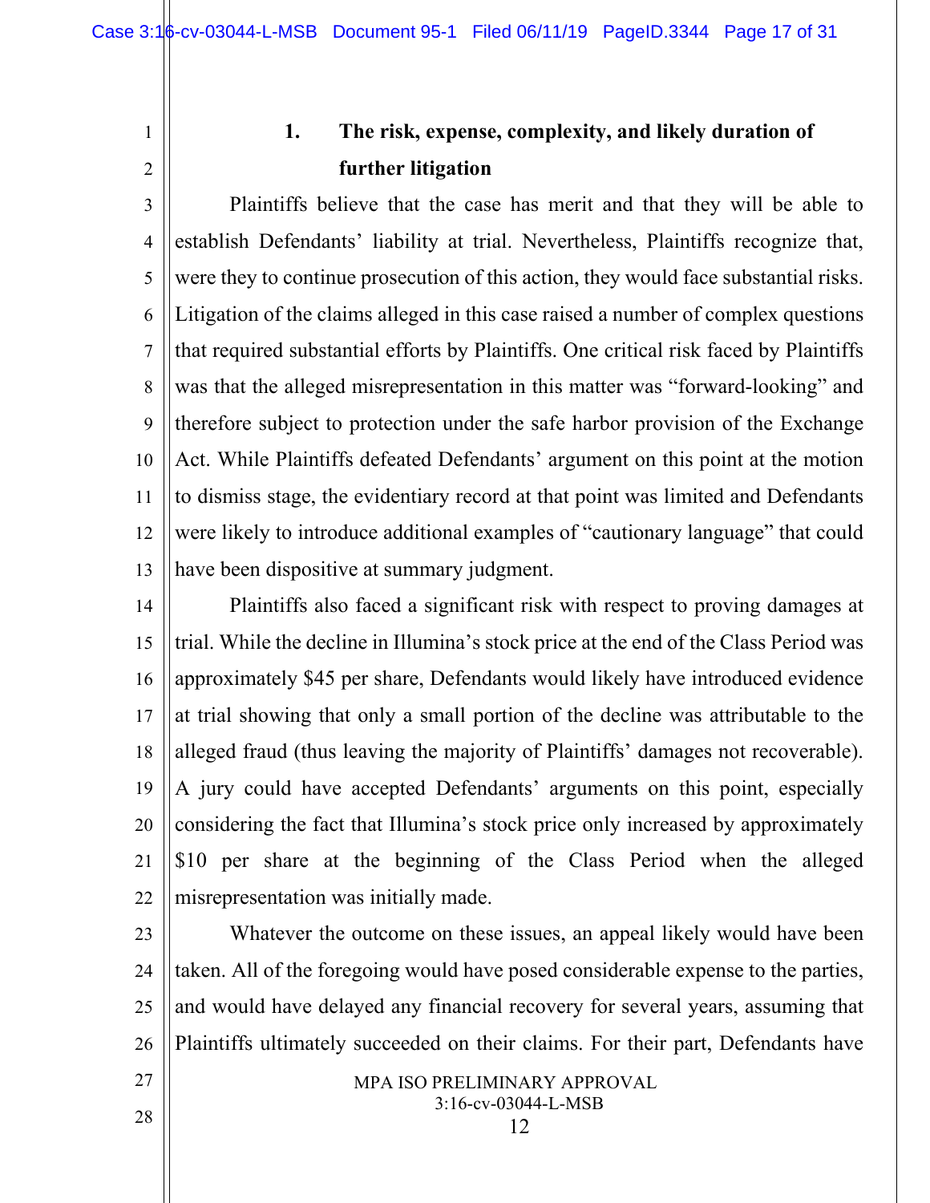### 1. The risk, expense, complexity, and likely duration of further litigation

Plaintiffs believe that the case has merit and that they will be able to establish Defendants' liability at trial. Nevertheless, Plaintiffs recognize that, were they to continue prosecution of this action, they would face substantial risks. Litigation of the claims alleged in this case raised a number of complex questions that required substantial efforts by Plaintiffs. One critical risk faced by Plaintiffs was that the alleged misrepresentation in this matter was "forward-looking" and therefore subject to protection under the safe harbor provision of the Exchange Act. While Plaintiffs defeated Defendants' argument on this point at the motion to dismiss stage, the evidentiary record at that point was limited and Defendants were likely to introduce additional examples of "cautionary language" that could have been dispositive at summary judgment.

Plaintiffs also faced a significant risk with respect to proving damages at trial. While the decline in Illumina's stock price at the end of the Class Period was approximately $45 per share, Defendants would likely have introduced evidence at trial showing that only a small portion of the decline was attributable to the alleged fraud (thus leaving the majority of Plaintiffs' damages not recoverable). A jury could have accepted Defendants' arguments on this point, especially considering the fact that Illumina's stock price only increased by approximately $10 per share at the beginning of the Class Period when the alleged misrepresentation was initially made.

Whatever the outcome on these issues, an appeal likely would have been taken. All of the foregoing would have posed considerable expense to the parties, and would have delayed any financial recovery for several years, assuming that Plaintiffs ultimately succeeded on their claims. For their part, Defendants have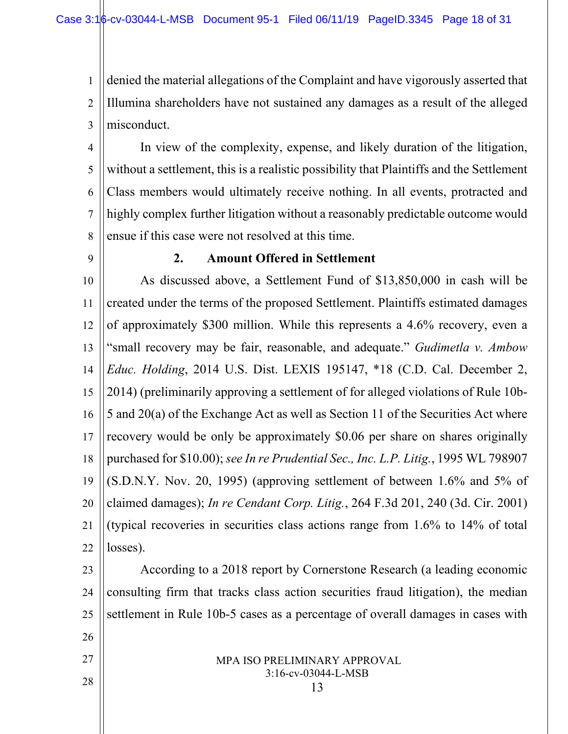denied the material allegations of the Complaint and have vigorously asserted that Illumina shareholders have not sustained any damages as a result of the alleged misconduct.

In view of the complexity, expense, and likely duration of the litigation, without a settlement, this is a realistic possibility that Plaintiffs and the Settlement Class members would ultimately receive nothing. In all events, protracted and highly complex further litigation without a reasonably predictable outcome would ensue if this case were not resolved at this time.

**2. Amount Offered in Settlement**

As discussed above, a Settlement Fund of $13,850,000 in cash will be created under the terms of the proposed Settlement. Plaintiffs estimated damages of approximately $300 million. While this represents a 4.6% recovery, even a "small recovery may be fair, reasonable, and adequate." *Gudimetla v. Ambow Educ. Holding*, 2014 U.S. Dist. LEXIS 195147, *18 (C.D. Cal. December 2, 2014) (preliminarily approving a settlement of for alleged violations of Rule 10b-5 and 20(a) of the Exchange Act as well as Section 11 of the Securities Act where recovery would be only be approximately $0.06 per share on shares originally purchased for $10.00); *see In re Prudential Sec., Inc. L.P. Litig.*, 1995 WL 798907 (S.D.N.Y. Nov. 20, 1995) (approving settlement of between 1.6% and 5% of claimed damages); *In re Cendant Corp. Litig.*, 264 F.3d 201, 240 (3d. Cir. 2001) (typical recoveries in securities class actions range from 1.6% to 14% of total losses).

According to a 2018 report by Cornerstone Research (a leading economic consulting firm that tracks class action securities fraud litigation), the median settlement in Rule 10b-5 cases as a percentage of overall damages in cases with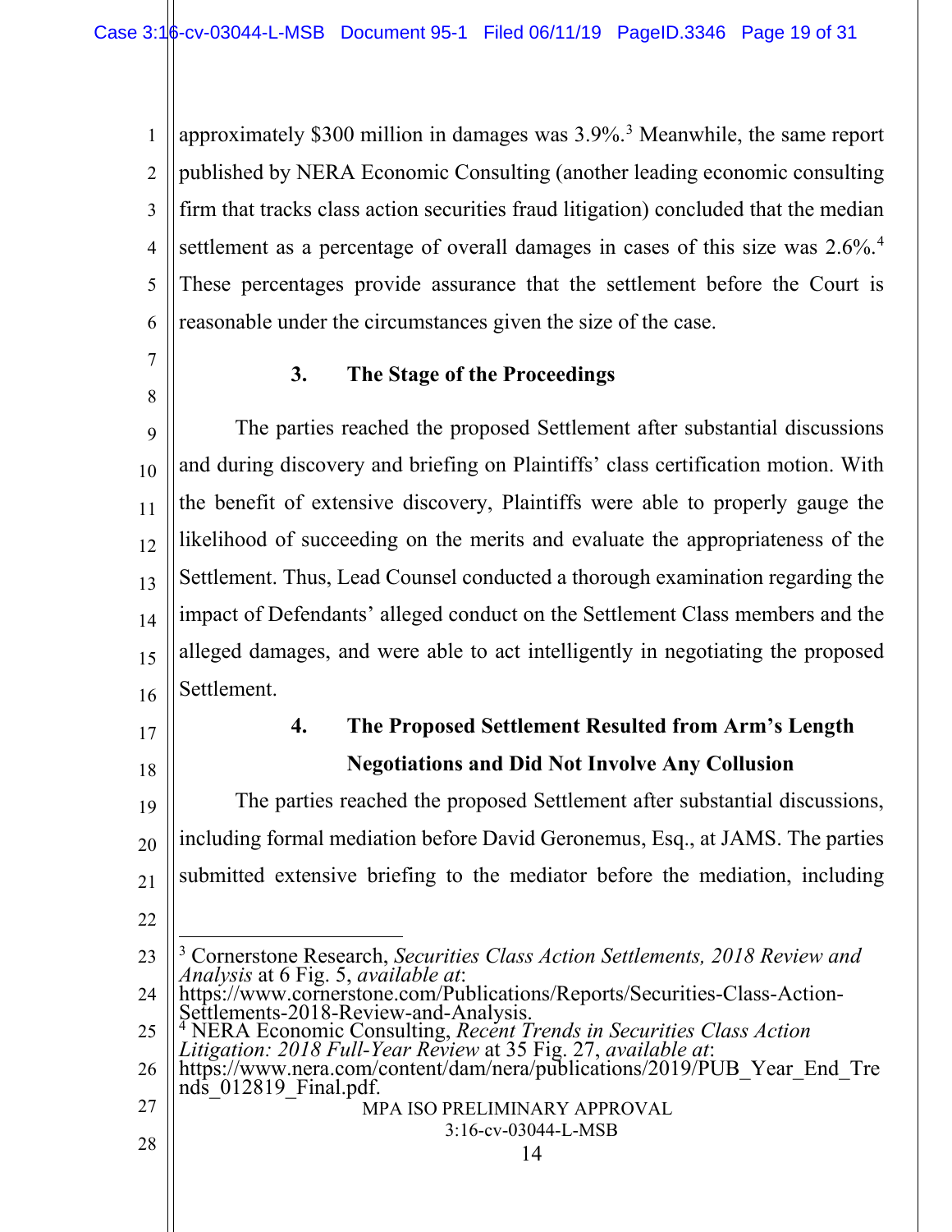approximately $300 million in damages was 3.9%.[3] Meanwhile, the same report published by NERA Economic Consulting (another leading economic consulting firm that tracks class action securities fraud litigation) concluded that the median settlement as a percentage of overall damages in cases of this size was 2.6%.[4] These percentages provide assurance that the settlement before the Court is reasonable under the circumstances given the size of the case.

### 3. The Stage of the Proceedings

The parties reached the proposed Settlement after substantial discussions and during discovery and briefing on Plaintiffs' class certification motion. With the benefit of extensive discovery, Plaintiffs were able to properly gauge the likelihood of succeeding on the merits and evaluate the appropriateness of the Settlement. Thus, Lead Counsel conducted a thorough examination regarding the impact of Defendants' alleged conduct on the Settlement Class members and the alleged damages, and were able to act intelligently in negotiating the proposed Settlement.

### 4. The Proposed Settlement Resulted from Arm's Length Negotiations and Did Not Involve Any Collusion

The parties reached the proposed Settlement after substantial discussions, including formal mediation before David Geronemus, Esq., at JAMS. The parties submitted extensive briefing to the mediator before the mediation, including

---

[3] Cornerstone Research, *Securities Class Action Settlements, 2018 Review and Analysis* at 6 Fig. 5, *available at*: https://www.cornerstone.com/Publications/Reports/Securities-Class-Action-Settlements-2018-Review-and-Analysis.

[4] NERA Economic Consulting, *Recent Trends in Securities Class Action Litigation: 2018 Full-Year Review* at 35 Fig. 27, *available at*: https://www.nera.com/content/dam/nera/publications/2019/PUB_Year_End_Trends_012819_Final.pdf.

MPA ISO PRELIMINARY APPROVAL
3:16-cv-03044-L-MSB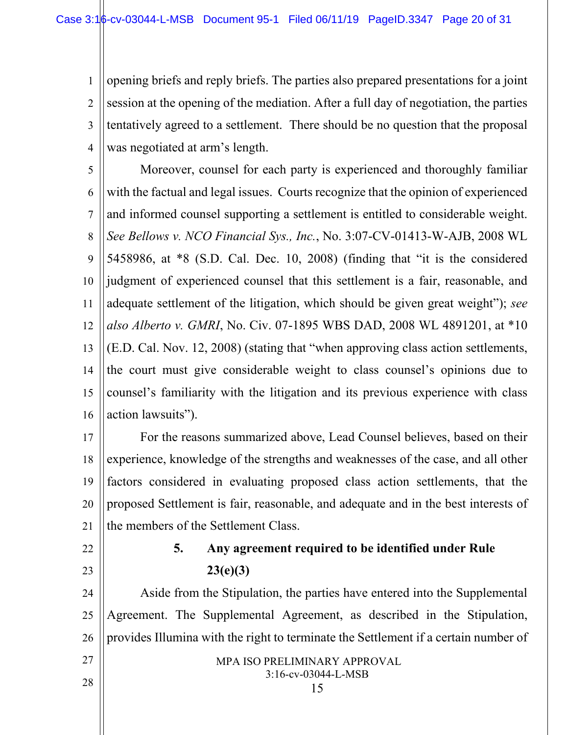opening briefs and reply briefs. The parties also prepared presentations for a joint session at the opening of the mediation. After a full day of negotiation, the parties tentatively agreed to a settlement. There should be no question that the proposal was negotiated at arm's length.

Moreover, counsel for each party is experienced and thoroughly familiar with the factual and legal issues. Courts recognize that the opinion of experienced and informed counsel supporting a settlement is entitled to considerable weight. *See Bellows v. NCO Financial Sys., Inc.*, No. 3:07-CV-01413-W-AJB, 2008 WL 5458986, at *8 (S.D. Cal. Dec. 10, 2008) (finding that "it is the considered judgment of experienced counsel that this settlement is a fair, reasonable, and adequate settlement of the litigation, which should be given great weight"); *see also Alberto v. GMRI*, No. Civ. 07-1895 WBS DAD, 2008 WL 4891201, at *10 (E.D. Cal. Nov. 12, 2008) (stating that "when approving class action settlements, the court must give considerable weight to class counsel's opinions due to counsel's familiarity with the litigation and its previous experience with class action lawsuits").

For the reasons summarized above, Lead Counsel believes, based on their experience, knowledge of the strengths and weaknesses of the case, and all other factors considered in evaluating proposed class action settlements, that the proposed Settlement is fair, reasonable, and adequate and in the best interests of the members of the Settlement Class.

**5. Any agreement required to be identified under Rule 23(e)(3)**

Aside from the Stipulation, the parties have entered into the Supplemental Agreement. The Supplemental Agreement, as described in the Stipulation, provides Illumina with the right to terminate the Settlement if a certain number of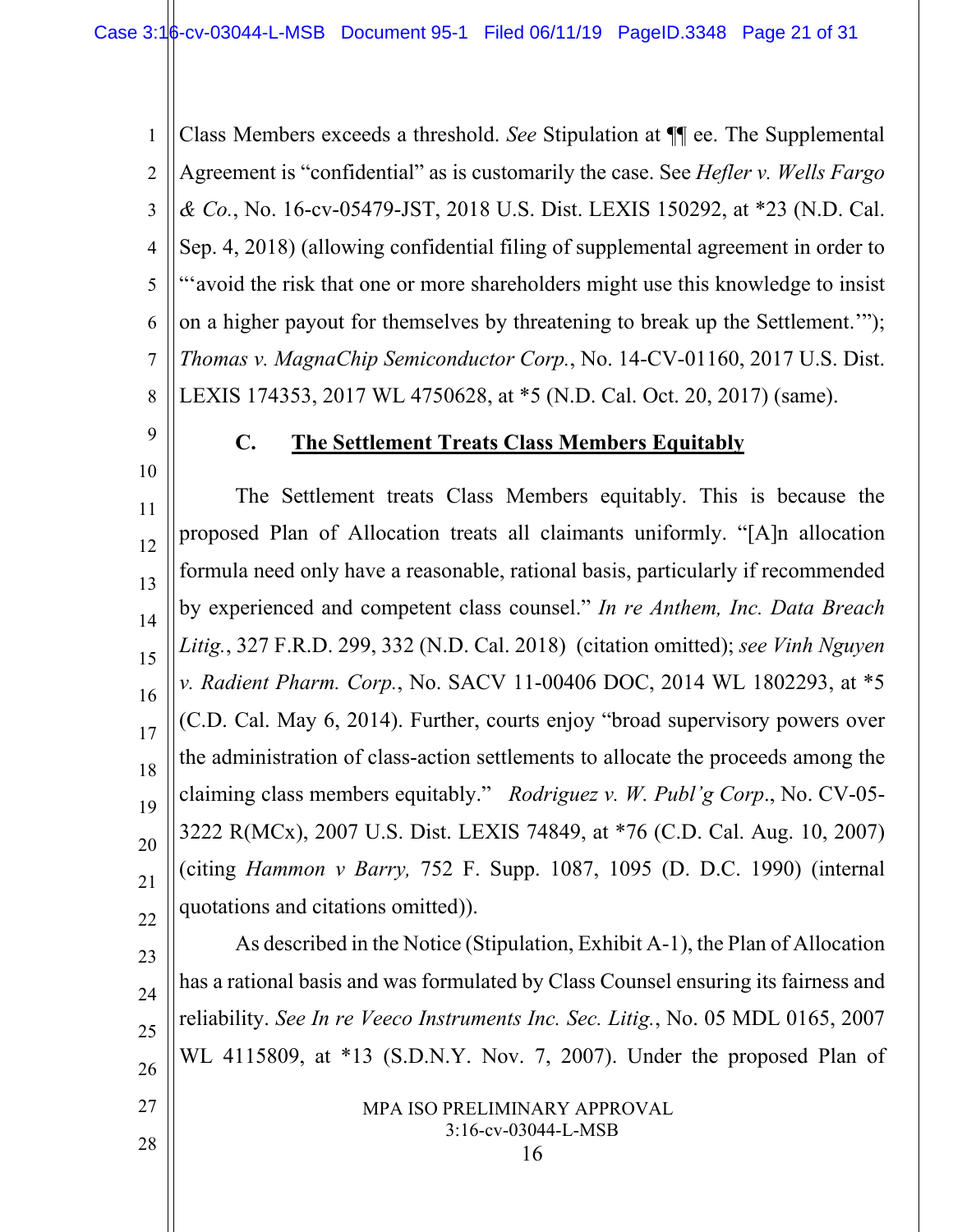Class Members exceeds a threshold. *See* Stipulation at ¶¶ ee. The Supplemental Agreement is "confidential" as is customarily the case. See *Hefler v. Wells Fargo & Co.*, No. 16-cv-05479-JST, 2018 U.S. Dist. LEXIS 150292, at *23 (N.D. Cal. Sep. 4, 2018) (allowing confidential filing of supplemental agreement in order to "'avoid the risk that one or more shareholders might use this knowledge to insist on a higher payout for themselves by threatening to break up the Settlement.'"); *Thomas v. MagnaChip Semiconductor Corp.*, No. 14-CV-01160, 2017 U.S. Dist. LEXIS 174353, 2017 WL 4750628, at *5 (N.D. Cal. Oct. 20, 2017) (same).

### C. The Settlement Treats Class Members Equitably

The Settlement treats Class Members equitably. This is because the proposed Plan of Allocation treats all claimants uniformly. "[A]n allocation formula need only have a reasonable, rational basis, particularly if recommended by experienced and competent class counsel." *In re Anthem, Inc. Data Breach Litig.*, 327 F.R.D. 299, 332 (N.D. Cal. 2018) (citation omitted); *see Vinh Nguyen v. Radient Pharm. Corp.*, No. SACV 11-00406 DOC, 2014 WL 1802293, at *5 (C.D. Cal. May 6, 2014). Further, courts enjoy "broad supervisory powers over the administration of class-action settlements to allocate the proceeds among the claiming class members equitably." *Rodriguez v. W. Publ'g Corp.*, No. CV-05-3222 R(MCx), 2007 U.S. Dist. LEXIS 74849, at *76 (C.D. Cal. Aug. 10, 2007) (citing *Hammon v Barry,* 752 F. Supp. 1087, 1095 (D. D.C. 1990) (internal quotations and citations omitted)).

As described in the Notice (Stipulation, Exhibit A-1), the Plan of Allocation has a rational basis and was formulated by Class Counsel ensuring its fairness and reliability. *See In re Veeco Instruments Inc. Sec. Litig.*, No. 05 MDL 0165, 2007 WL 4115809, at *13 (S.D.N.Y. Nov. 7, 2007). Under the proposed Plan of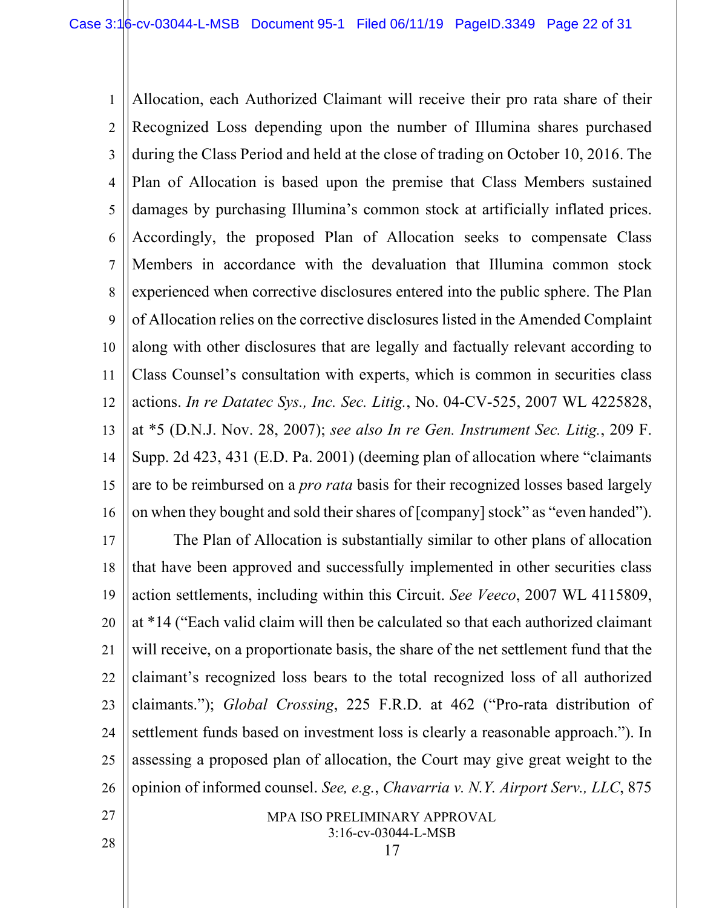Allocation, each Authorized Claimant will receive their pro rata share of their Recognized Loss depending upon the number of Illumina shares purchased during the Class Period and held at the close of trading on October 10, 2016. The Plan of Allocation is based upon the premise that Class Members sustained damages by purchasing Illumina's common stock at artificially inflated prices. Accordingly, the proposed Plan of Allocation seeks to compensate Class Members in accordance with the devaluation that Illumina common stock experienced when corrective disclosures entered into the public sphere. The Plan of Allocation relies on the corrective disclosures listed in the Amended Complaint along with other disclosures that are legally and factually relevant according to Class Counsel's consultation with experts, which is common in securities class actions. *In re Datatec Sys., Inc. Sec. Litig.*, No. 04-CV-525, 2007 WL 4225828, at *5 (D.N.J. Nov. 28, 2007); *see also In re Gen. Instrument Sec. Litig.*, 209 F. Supp. 2d 423, 431 (E.D. Pa. 2001) (deeming plan of allocation where "claimants are to be reimbursed on a *pro rata* basis for their recognized losses based largely on when they bought and sold their shares of [company] stock" as "even handed").

The Plan of Allocation is substantially similar to other plans of allocation that have been approved and successfully implemented in other securities class action settlements, including within this Circuit. *See Veeco*, 2007 WL 4115809, at *14 ("Each valid claim will then be calculated so that each authorized claimant will receive, on a proportionate basis, the share of the net settlement fund that the claimant's recognized loss bears to the total recognized loss of all authorized claimants."); *Global Crossing*, 225 F.R.D. at 462 ("Pro-rata distribution of settlement funds based on investment loss is clearly a reasonable approach."). In assessing a proposed plan of allocation, the Court may give great weight to the opinion of informed counsel. *See, e.g.*, *Chavarria v. N.Y. Airport Serv., LLC*, 875

MPA ISO PRELIMINARY APPROVAL
3:16-cv-03044-L-MSB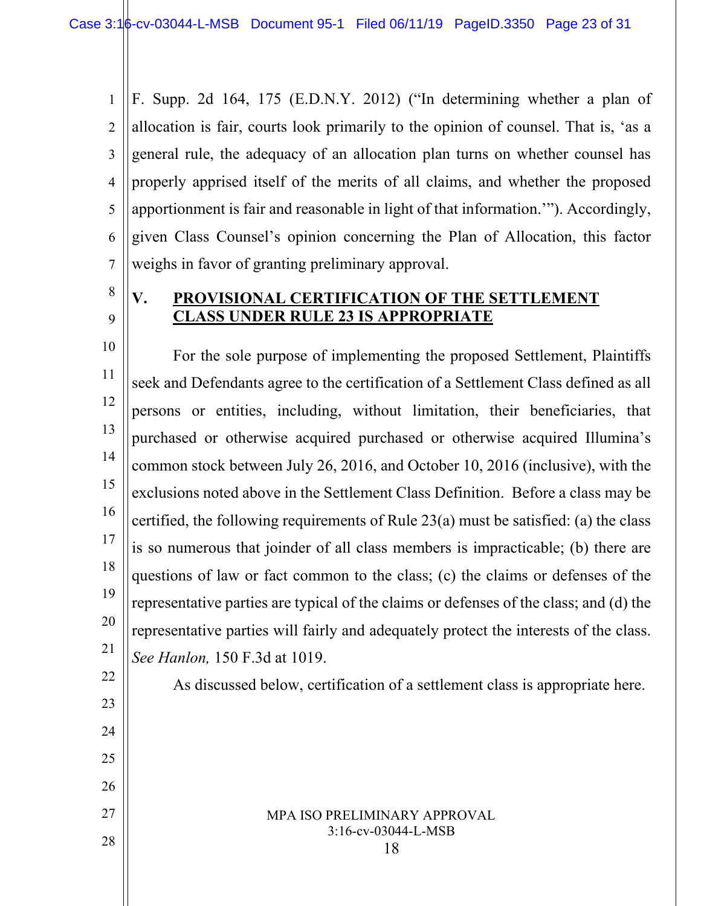F. Supp. 2d 164, 175 (E.D.N.Y. 2012) ("In determining whether a plan of allocation is fair, courts look primarily to the opinion of counsel. That is, 'as a general rule, the adequacy of an allocation plan turns on whether counsel has properly apprised itself of the merits of all claims, and whether the proposed apportionment is fair and reasonable in light of that information.'"). Accordingly, given Class Counsel's opinion concerning the Plan of Allocation, this factor weighs in favor of granting preliminary approval.

## V. PROVISIONAL CERTIFICATION OF THE SETTLEMENT CLASS UNDER RULE 23 IS APPROPRIATE

For the sole purpose of implementing the proposed Settlement, Plaintiffs seek and Defendants agree to the certification of a Settlement Class defined as all persons or entities, including, without limitation, their beneficiaries, that purchased or otherwise acquired purchased or otherwise acquired Illumina's common stock between July 26, 2016, and October 10, 2016 (inclusive), with the exclusions noted above in the Settlement Class Definition. Before a class may be certified, the following requirements of Rule 23(a) must be satisfied: (a) the class is so numerous that joinder of all class members is impracticable; (b) there are questions of law or fact common to the class; (c) the claims or defenses of the representative parties are typical of the claims or defenses of the class; and (d) the representative parties will fairly and adequately protect the interests of the class. *See Hanlon,* 150 F.3d at 1019.

As discussed below, certification of a settlement class is appropriate here.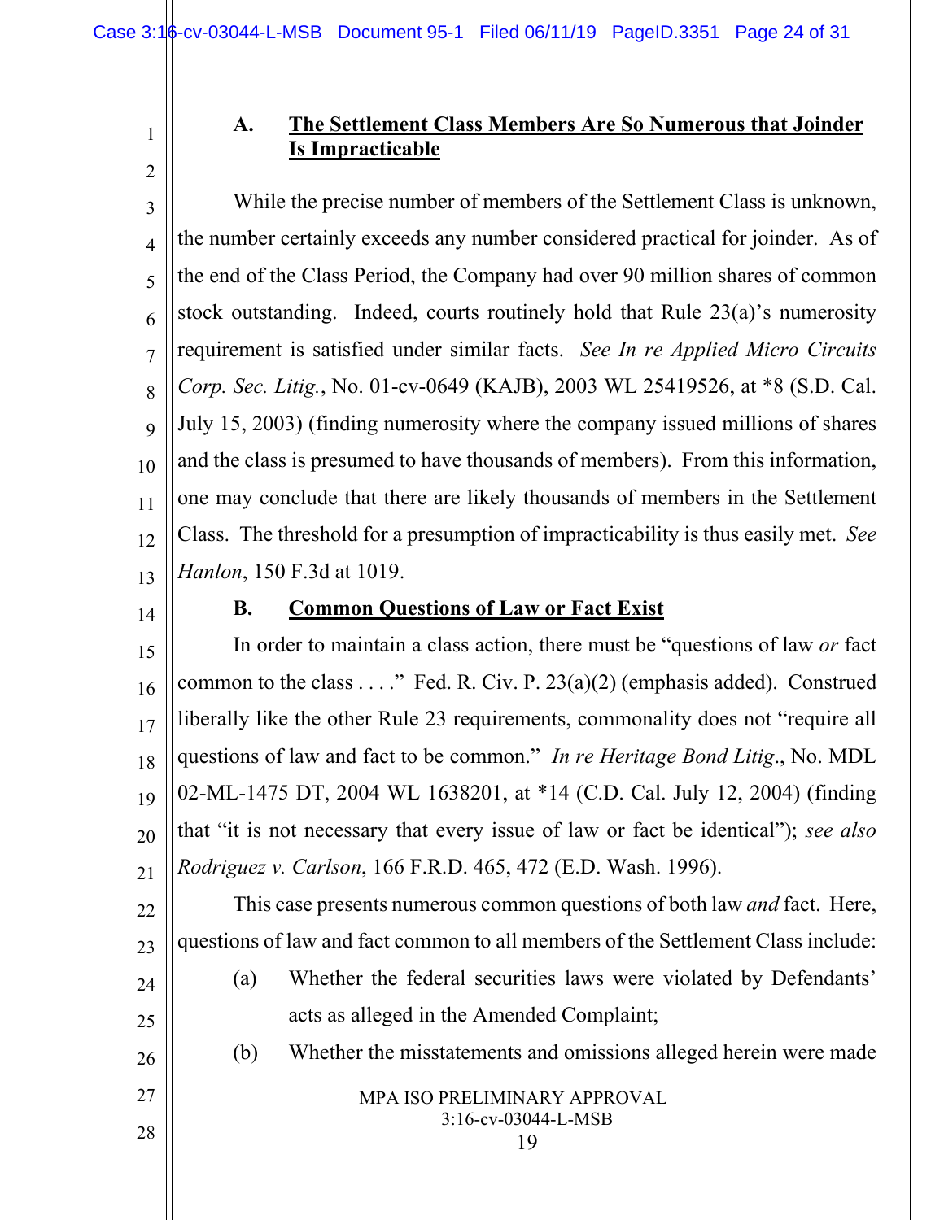### A. <u>The Settlement Class Members Are So Numerous that Joinder Is Impracticable</u>

While the precise number of members of the Settlement Class is unknown, the number certainly exceeds any number considered practical for joinder. As of the end of the Class Period, the Company had over 90 million shares of common stock outstanding. Indeed, courts routinely hold that Rule 23(a)'s numerosity requirement is satisfied under similar facts. *See In re Applied Micro Circuits Corp. Sec. Litig.*, No. 01-cv-0649 (KAJB), 2003 WL 25419526, at *8 (S.D. Cal. July 15, 2003) (finding numerosity where the company issued millions of shares and the class is presumed to have thousands of members). From this information, one may conclude that there are likely thousands of members in the Settlement Class. The threshold for a presumption of impracticability is thus easily met. *See Hanlon*, 150 F.3d at 1019.

### B. <u>Common Questions of Law or Fact Exist</u>

In order to maintain a class action, there must be "questions of law *or* fact common to the class . . . ." Fed. R. Civ. P. 23(a)(2) (emphasis added). Construed liberally like the other Rule 23 requirements, commonality does not "require all questions of law and fact to be common." *In re Heritage Bond Litig*., No. MDL 02-ML-1475 DT, 2004 WL 1638201, at *14 (C.D. Cal. July 12, 2004) (finding that "it is not necessary that every issue of law or fact be identical"); *see also Rodriguez v. Carlson*, 166 F.R.D. 465, 472 (E.D. Wash. 1996).

This case presents numerous common questions of both law *and* fact. Here, questions of law and fact common to all members of the Settlement Class include:

(a) Whether the federal securities laws were violated by Defendants' acts as alleged in the Amended Complaint;

(b) Whether the misstatements and omissions alleged herein were made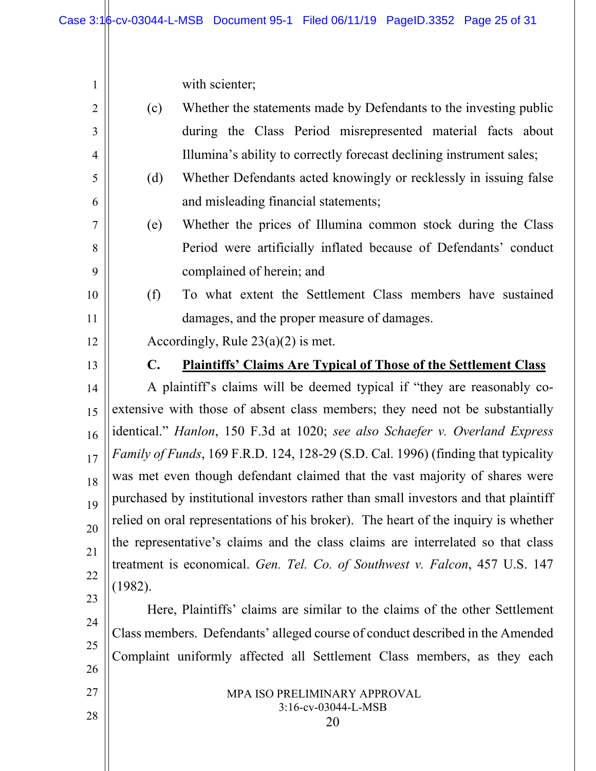with scienter;

(c) Whether the statements made by Defendants to the investing public during the Class Period misrepresented material facts about Illumina's ability to correctly forecast declining instrument sales;

(d) Whether Defendants acted knowingly or recklessly in issuing false and misleading financial statements;

(e) Whether the prices of Illumina common stock during the Class Period were artificially inflated because of Defendants' conduct complained of herein; and

(f) To what extent the Settlement Class members have sustained damages, and the proper measure of damages.

Accordingly, Rule 23(a)(2) is met.

### C. Plaintiffs' Claims Are Typical of Those of the Settlement Class

A plaintiff's claims will be deemed typical if "they are reasonably co-extensive with those of absent class members; they need not be substantially identical." *Hanlon*, 150 F.3d at 1020; *see also Schaefer v. Overland Express Family of Funds*, 169 F.R.D. 124, 128-29 (S.D. Cal. 1996) (finding that typicality was met even though defendant claimed that the vast majority of shares were purchased by institutional investors rather than small investors and that plaintiff relied on oral representations of his broker). The heart of the inquiry is whether the representative's claims and the class claims are interrelated so that class treatment is economical. *Gen. Tel. Co. of Southwest v. Falcon*, 457 U.S. 147 (1982).

Here, Plaintiffs' claims are similar to the claims of the other Settlement Class members. Defendants' alleged course of conduct described in the Amended Complaint uniformly affected all Settlement Class members, as they each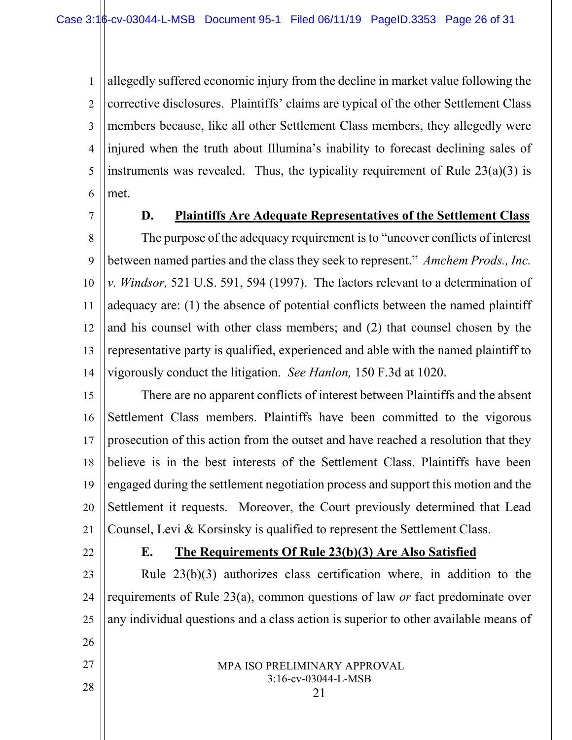allegedly suffered economic injury from the decline in market value following the corrective disclosures. Plaintiffs' claims are typical of the other Settlement Class members because, like all other Settlement Class members, they allegedly were injured when the truth about Illumina's inability to forecast declining sales of instruments was revealed. Thus, the typicality requirement of Rule 23(a)(3) is met.

### D. Plaintiffs Are Adequate Representatives of the Settlement Class

The purpose of the adequacy requirement is to "uncover conflicts of interest between named parties and the class they seek to represent." *Amchem Prods., Inc. v. Windsor,* 521 U.S. 591, 594 (1997). The factors relevant to a determination of adequacy are: (1) the absence of potential conflicts between the named plaintiff and his counsel with other class members; and (2) that counsel chosen by the representative party is qualified, experienced and able with the named plaintiff to vigorously conduct the litigation. *See Hanlon,* 150 F.3d at 1020.

There are no apparent conflicts of interest between Plaintiffs and the absent Settlement Class members. Plaintiffs have been committed to the vigorous prosecution of this action from the outset and have reached a resolution that they believe is in the best interests of the Settlement Class. Plaintiffs have been engaged during the settlement negotiation process and support this motion and the Settlement it requests. Moreover, the Court previously determined that Lead Counsel, Levi & Korsinsky is qualified to represent the Settlement Class.

### E. The Requirements Of Rule 23(b)(3) Are Also Satisfied

Rule 23(b)(3) authorizes class certification where, in addition to the requirements of Rule 23(a), common questions of law *or* fact predominate over any individual questions and a class action is superior to other available means of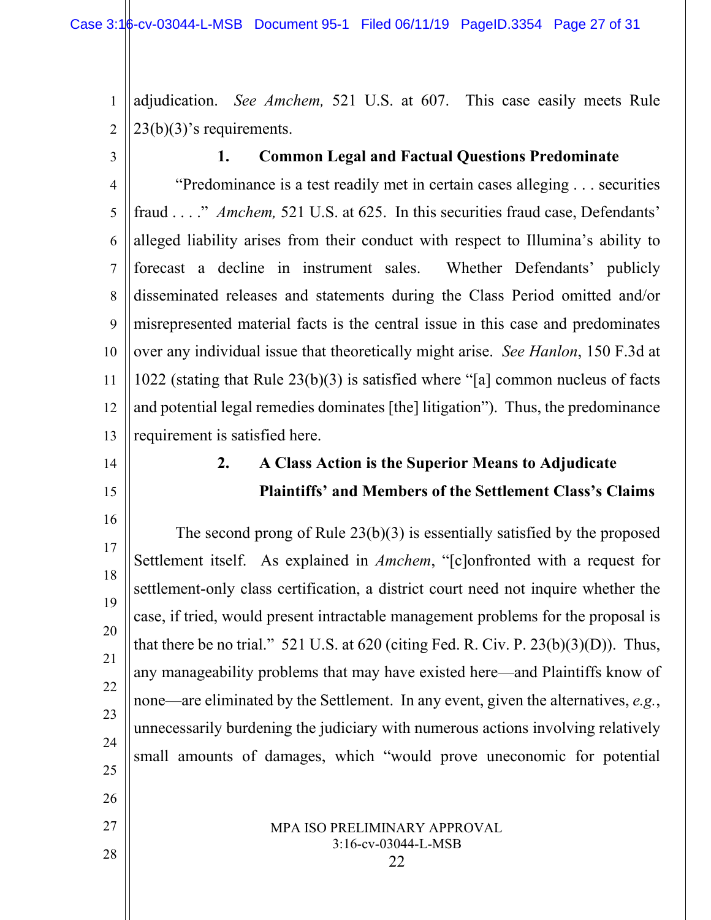adjudication. *See Amchem,* 521 U.S. at 607. This case easily meets Rule 23(b)(3)'s requirements.

### 1. Common Legal and Factual Questions Predominate

"Predominance is a test readily met in certain cases alleging . . . securities fraud . . . ." *Amchem,* 521 U.S. at 625. In this securities fraud case, Defendants' alleged liability arises from their conduct with respect to Illumina's ability to forecast a decline in instrument sales. Whether Defendants' publicly disseminated releases and statements during the Class Period omitted and/or misrepresented material facts is the central issue in this case and predominates over any individual issue that theoretically might arise. *See Hanlon*, 150 F.3d at 1022 (stating that Rule 23(b)(3) is satisfied where "[a] common nucleus of facts and potential legal remedies dominates [the] litigation"). Thus, the predominance requirement is satisfied here.

### 2. A Class Action is the Superior Means to Adjudicate Plaintiffs' and Members of the Settlement Class's Claims

The second prong of Rule 23(b)(3) is essentially satisfied by the proposed Settlement itself. As explained in *Amchem*, "[c]onfronted with a request for settlement-only class certification, a district court need not inquire whether the case, if tried, would present intractable management problems for the proposal is that there be no trial." 521 U.S. at 620 (citing Fed. R. Civ. P. 23(b)(3)(D)). Thus, any manageability problems that may have existed here—and Plaintiffs know of none—are eliminated by the Settlement. In any event, given the alternatives, *e.g.*, unnecessarily burdening the judiciary with numerous actions involving relatively small amounts of damages, which "would prove uneconomic for potential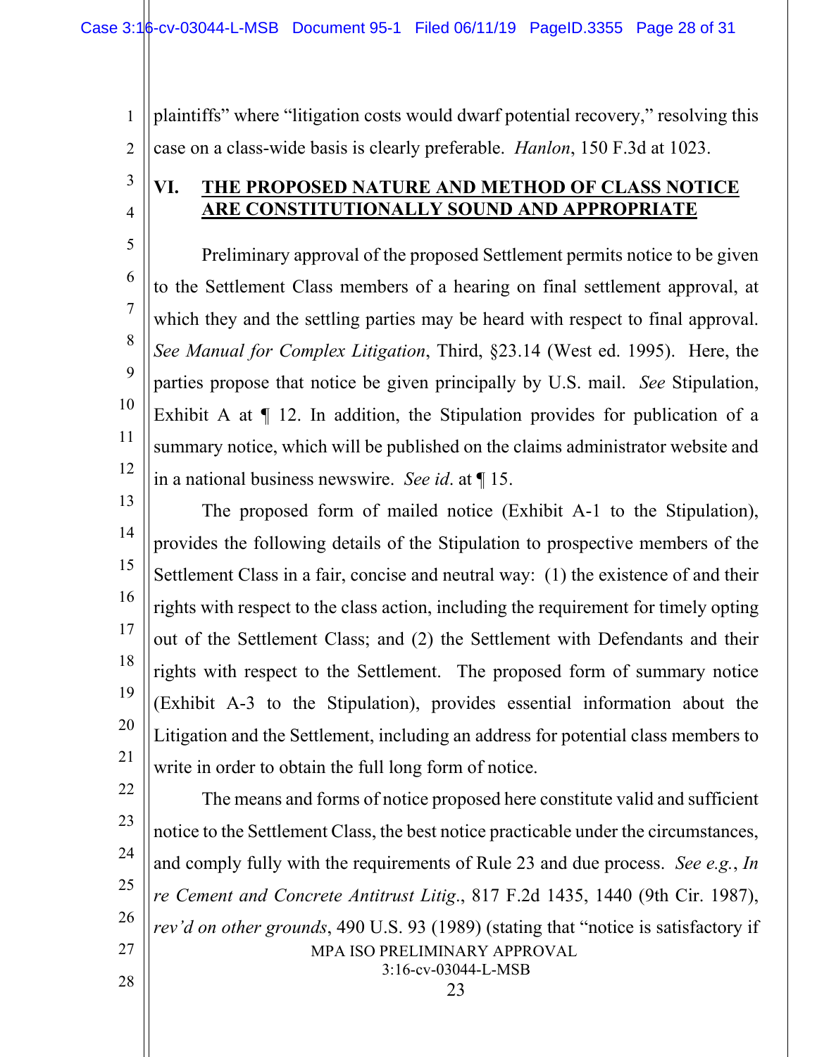plaintiffs" where "litigation costs would dwarf potential recovery," resolving this case on a class-wide basis is clearly preferable. *Hanlon*, 150 F.3d at 1023.

## VI. THE PROPOSED NATURE AND METHOD OF CLASS NOTICE ARE CONSTITUTIONALLY SOUND AND APPROPRIATE

Preliminary approval of the proposed Settlement permits notice to be given to the Settlement Class members of a hearing on final settlement approval, at which they and the settling parties may be heard with respect to final approval. *See Manual for Complex Litigation*, Third, §23.14 (West ed. 1995). Here, the parties propose that notice be given principally by U.S. mail. *See* Stipulation, Exhibit A at ¶ 12. In addition, the Stipulation provides for publication of a summary notice, which will be published on the claims administrator website and in a national business newswire. *See id*. at ¶ 15.

The proposed form of mailed notice (Exhibit A-1 to the Stipulation), provides the following details of the Stipulation to prospective members of the Settlement Class in a fair, concise and neutral way: (1) the existence of and their rights with respect to the class action, including the requirement for timely opting out of the Settlement Class; and (2) the Settlement with Defendants and their rights with respect to the Settlement. The proposed form of summary notice (Exhibit A-3 to the Stipulation), provides essential information about the Litigation and the Settlement, including an address for potential class members to write in order to obtain the full long form of notice.

The means and forms of notice proposed here constitute valid and sufficient notice to the Settlement Class, the best notice practicable under the circumstances, and comply fully with the requirements of Rule 23 and due process. *See e.g.*, *In re Cement and Concrete Antitrust Litig*., 817 F.2d 1435, 1440 (9th Cir. 1987), *rev'd on other grounds*, 490 U.S. 93 (1989) (stating that "notice is satisfactory if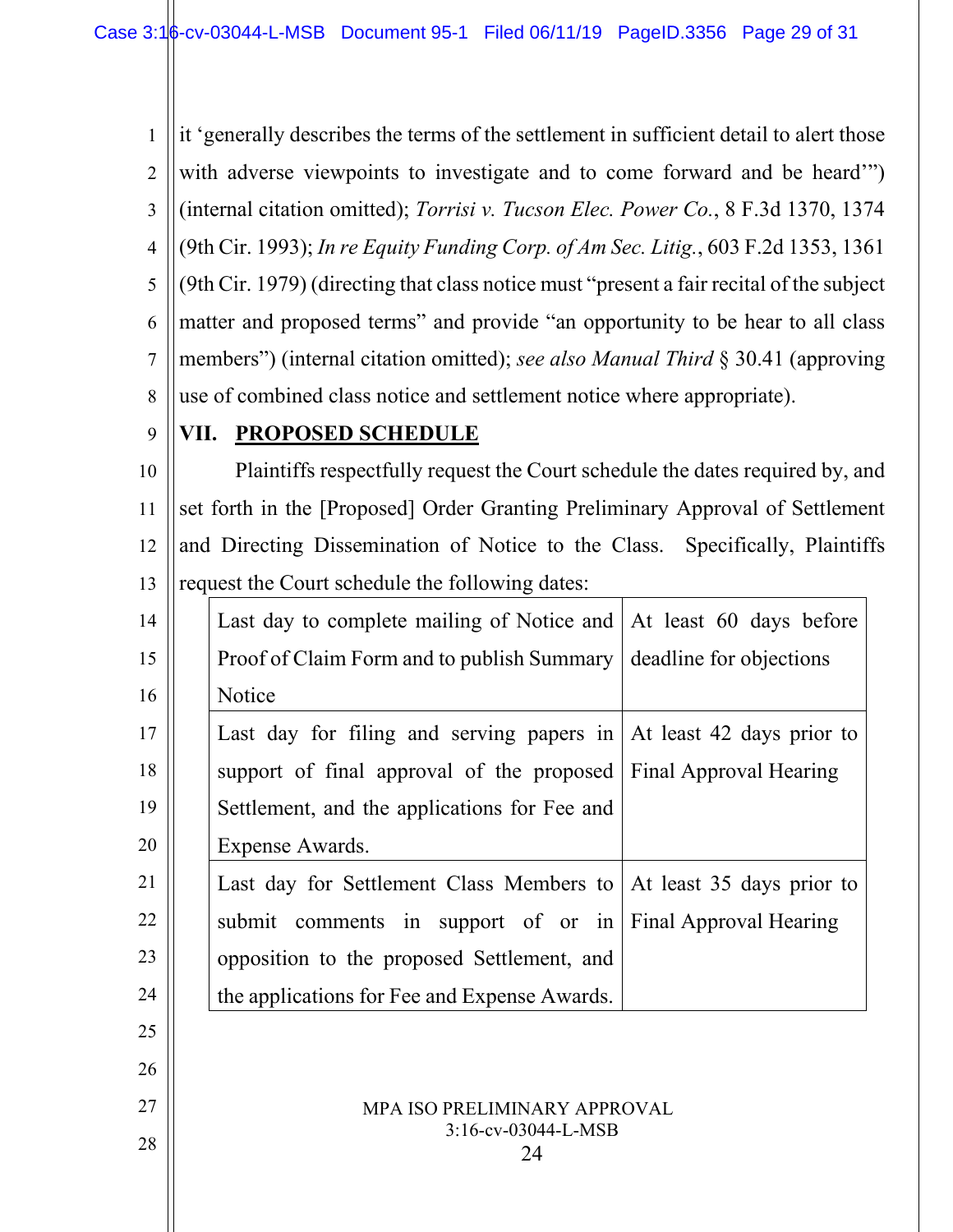it 'generally describes the terms of the settlement in sufficient detail to alert those with adverse viewpoints to investigate and to come forward and be heard'") (internal citation omitted); *Torrisi v. Tucson Elec. Power Co.*, 8 F.3d 1370, 1374 (9th Cir. 1993); *In re Equity Funding Corp. of Am Sec. Litig.*, 603 F.2d 1353, 1361 (9th Cir. 1979) (directing that class notice must "present a fair recital of the subject matter and proposed terms" and provide "an opportunity to be hear to all class members") (internal citation omitted); *see also Manual Third* § 30.41 (approving use of combined class notice and settlement notice where appropriate).

## VII. PROPOSED SCHEDULE

Plaintiffs respectfully request the Court schedule the dates required by, and set forth in the [Proposed] Order Granting Preliminary Approval of Settlement and Directing Dissemination of Notice to the Class. Specifically, Plaintiffs request the Court schedule the following dates:

| Event | Date |
|---|---|
| Last day to complete mailing of Notice and Proof of Claim Form and to publish Summary Notice | At least 60 days before deadline for objections |
| Last day for filing and serving papers in support of final approval of the proposed Settlement, and the applications for Fee and Expense Awards. | At least 42 days prior to Final Approval Hearing |
| Last day for Settlement Class Members to submit comments in support of or in opposition to the proposed Settlement, and the applications for Fee and Expense Awards. | At least 35 days prior to Final Approval Hearing |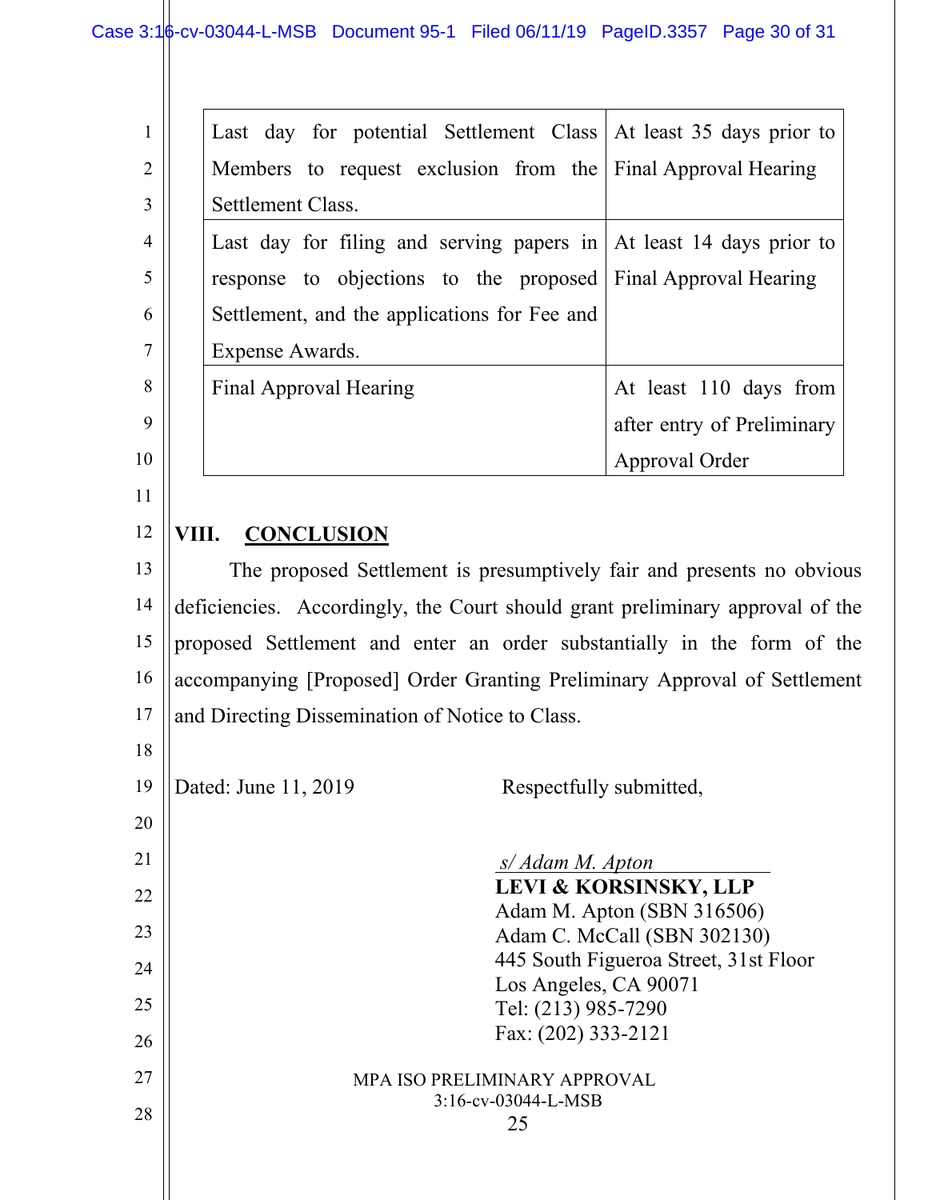| Last day for potential Settlement Class Members to request exclusion from the Settlement Class. | At least 35 days prior to Final Approval Hearing |
|---|---|
| Last day for filing and serving papers in response to objections to the proposed Settlement, and the applications for Fee and Expense Awards. | At least 14 days prior to Final Approval Hearing |
| Final Approval Hearing | At least 110 days from after entry of Preliminary Approval Order |

## VIII. CONCLUSION

The proposed Settlement is presumptively fair and presents no obvious deficiencies. Accordingly, the Court should grant preliminary approval of the proposed Settlement and enter an order substantially in the form of the accompanying [Proposed] Order Granting Preliminary Approval of Settlement and Directing Dissemination of Notice to Class.

Dated: June 11, 2019

Respectfully submitted,

*s/ Adam M. Apton*
**LEVI & KORSINSKY, LLP**
Adam M. Apton (SBN 316506)
Adam C. McCall (SBN 302130)
445 South Figueroa Street, 31st Floor
Los Angeles, CA 90071
Tel: (213) 985-7290
Fax: (202) 333-2121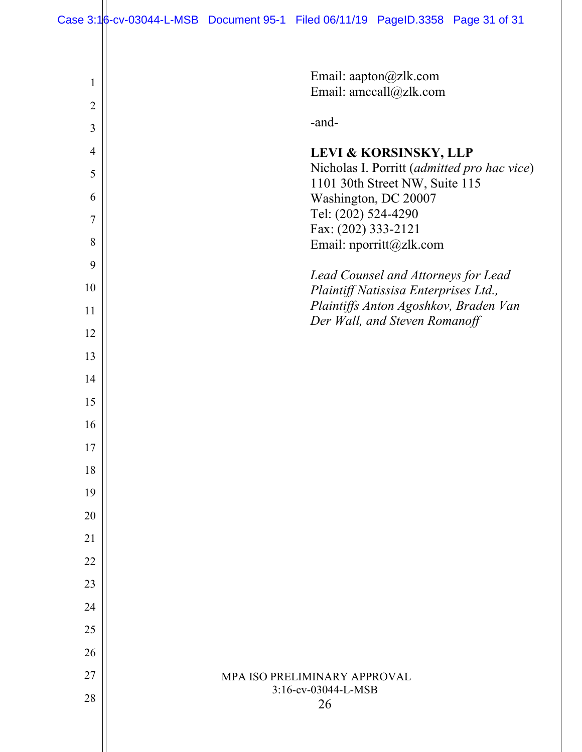Email: aapton@zlk.com
Email: amccall@zlk.com

-and-

**LEVI & KORSINSKY, LLP**
Nicholas I. Porritt (*admitted pro hac vice*)
1101 30th Street NW, Suite 115
Washington, DC 20007
Tel: (202) 524-4290
Fax: (202) 333-2121
Email: nporritt@zlk.com

*Lead Counsel and Attorneys for Lead Plaintiff Natissisa Enterprises Ltd., Plaintiffs Anton Agoshkov, Braden Van Der Wall, and Steven Romanoff*